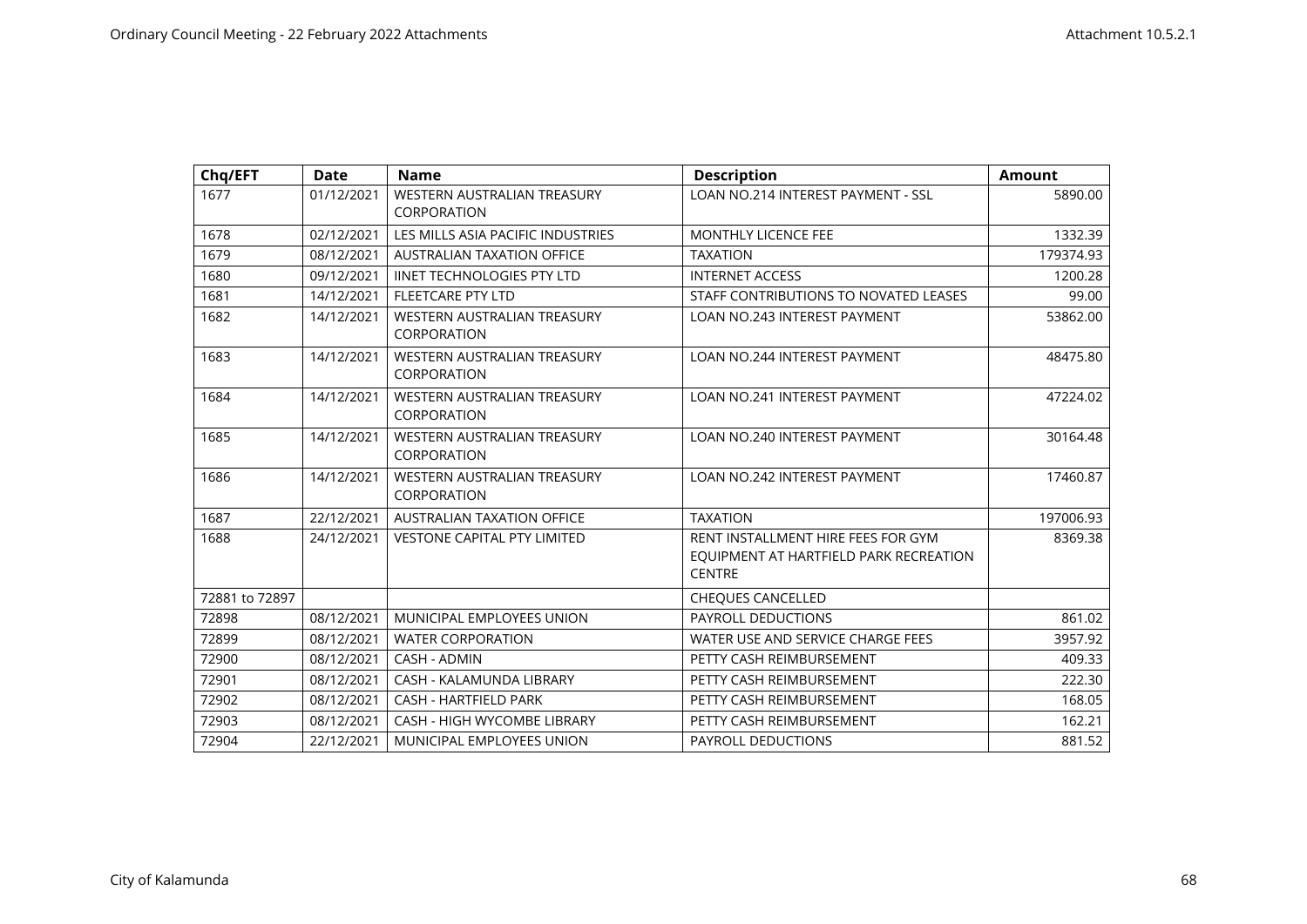| Chq/EFT | Date | Name | Description | Amount |
|---|---|---|---|---|
| 1677 | 01/12/2021 | WESTERN AUSTRALIAN TREASURY CORPORATION | LOAN NO.214 INTEREST PAYMENT - SSL | 5890.00 |
| 1678 | 02/12/2021 | LES MILLS ASIA PACIFIC INDUSTRIES | MONTHLY LICENCE FEE | 1332.39 |
| 1679 | 08/12/2021 | AUSTRALIAN TAXATION OFFICE | TAXATION | 179374.93 |
| 1680 | 09/12/2021 | IINET TECHNOLOGIES PTY LTD | INTERNET ACCESS | 1200.28 |
| 1681 | 14/12/2021 | FLEETCARE PTY LTD | STAFF CONTRIBUTIONS TO NOVATED LEASES | 99.00 |
| 1682 | 14/12/2021 | WESTERN AUSTRALIAN TREASURY CORPORATION | LOAN NO.243 INTEREST PAYMENT | 53862.00 |
| 1683 | 14/12/2021 | WESTERN AUSTRALIAN TREASURY CORPORATION | LOAN NO.244 INTEREST PAYMENT | 48475.80 |
| 1684 | 14/12/2021 | WESTERN AUSTRALIAN TREASURY CORPORATION | LOAN NO.241 INTEREST PAYMENT | 47224.02 |
| 1685 | 14/12/2021 | WESTERN AUSTRALIAN TREASURY CORPORATION | LOAN NO.240 INTEREST PAYMENT | 30164.48 |
| 1686 | 14/12/2021 | WESTERN AUSTRALIAN TREASURY CORPORATION | LOAN NO.242 INTEREST PAYMENT | 17460.87 |
| 1687 | 22/12/2021 | AUSTRALIAN TAXATION OFFICE | TAXATION | 197006.93 |
| 1688 | 24/12/2021 | VESTONE CAPITAL PTY LIMITED | RENT INSTALLMENT HIRE FEES FOR GYM EQUIPMENT AT HARTFIELD PARK RECREATION CENTRE | 8369.38 |
| 72881 to 72897 | | | CHEQUES CANCELLED | |
| 72898 | 08/12/2021 | MUNICIPAL EMPLOYEES UNION | PAYROLL DEDUCTIONS | 861.02 |
| 72899 | 08/12/2021 | WATER CORPORATION | WATER USE AND SERVICE CHARGE FEES | 3957.92 |
| 72900 | 08/12/2021 | CASH - ADMIN | PETTY CASH REIMBURSEMENT | 409.33 |
| 72901 | 08/12/2021 | CASH - KALAMUNDA LIBRARY | PETTY CASH REIMBURSEMENT | 222.30 |
| 72902 | 08/12/2021 | CASH - HARTFIELD PARK | PETTY CASH REIMBURSEMENT | 168.05 |
| 72903 | 08/12/2021 | CASH - HIGH WYCOMBE LIBRARY | PETTY CASH REIMBURSEMENT | 162.21 |
| 72904 | 22/12/2021 | MUNICIPAL EMPLOYEES UNION | PAYROLL DEDUCTIONS | 881.52 |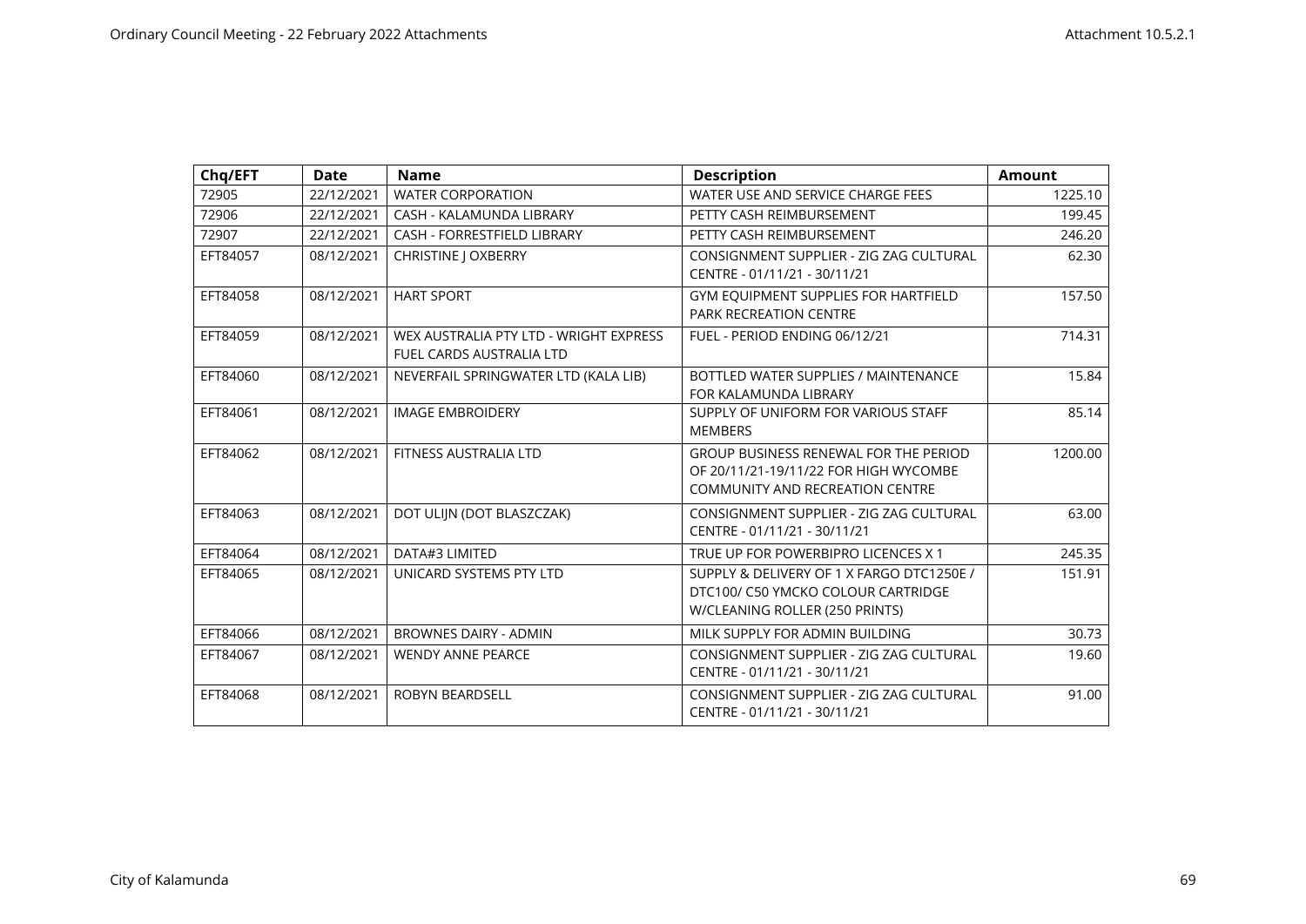| Chq/EFT | Date | Name | Description | Amount |
|---|---|---|---|---|
| 72905 | 22/12/2021 | WATER CORPORATION | WATER USE AND SERVICE CHARGE FEES | 1225.10 |
| 72906 | 22/12/2021 | CASH - KALAMUNDA LIBRARY | PETTY CASH REIMBURSEMENT | 199.45 |
| 72907 | 22/12/2021 | CASH - FORRESTFIELD LIBRARY | PETTY CASH REIMBURSEMENT | 246.20 |
| EFT84057 | 08/12/2021 | CHRISTINE J OXBERRY | CONSIGNMENT SUPPLIER - ZIG ZAG CULTURAL CENTRE - 01/11/21 - 30/11/21 | 62.30 |
| EFT84058 | 08/12/2021 | HART SPORT | GYM EQUIPMENT SUPPLIES FOR HARTFIELD PARK RECREATION CENTRE | 157.50 |
| EFT84059 | 08/12/2021 | WEX AUSTRALIA PTY LTD - WRIGHT EXPRESS FUEL CARDS AUSTRALIA LTD | FUEL - PERIOD ENDING 06/12/21 | 714.31 |
| EFT84060 | 08/12/2021 | NEVERFAIL SPRINGWATER LTD (KALA LIB) | BOTTLED WATER SUPPLIES / MAINTENANCE FOR KALAMUNDA LIBRARY | 15.84 |
| EFT84061 | 08/12/2021 | IMAGE EMBROIDERY | SUPPLY OF UNIFORM FOR VARIOUS STAFF MEMBERS | 85.14 |
| EFT84062 | 08/12/2021 | FITNESS AUSTRALIA LTD | GROUP BUSINESS RENEWAL FOR THE PERIOD OF 20/11/21-19/11/22 FOR HIGH WYCOMBE COMMUNITY AND RECREATION CENTRE | 1200.00 |
| EFT84063 | 08/12/2021 | DOT ULIJN (DOT BLASZCZAK) | CONSIGNMENT SUPPLIER - ZIG ZAG CULTURAL CENTRE - 01/11/21 - 30/11/21 | 63.00 |
| EFT84064 | 08/12/2021 | DATA#3 LIMITED | TRUE UP FOR POWERBIPRO LICENCES X 1 | 245.35 |
| EFT84065 | 08/12/2021 | UNICARD SYSTEMS PTY LTD | SUPPLY & DELIVERY OF 1 X FARGO DTC1250E / DTC100/ C50 YMCKO COLOUR CARTRIDGE W/CLEANING ROLLER (250 PRINTS) | 151.91 |
| EFT84066 | 08/12/2021 | BROWNES DAIRY - ADMIN | MILK SUPPLY FOR ADMIN BUILDING | 30.73 |
| EFT84067 | 08/12/2021 | WENDY ANNE PEARCE | CONSIGNMENT SUPPLIER - ZIG ZAG CULTURAL CENTRE - 01/11/21 - 30/11/21 | 19.60 |
| EFT84068 | 08/12/2021 | ROBYN BEARDSELL | CONSIGNMENT SUPPLIER - ZIG ZAG CULTURAL CENTRE - 01/11/21 - 30/11/21 | 91.00 |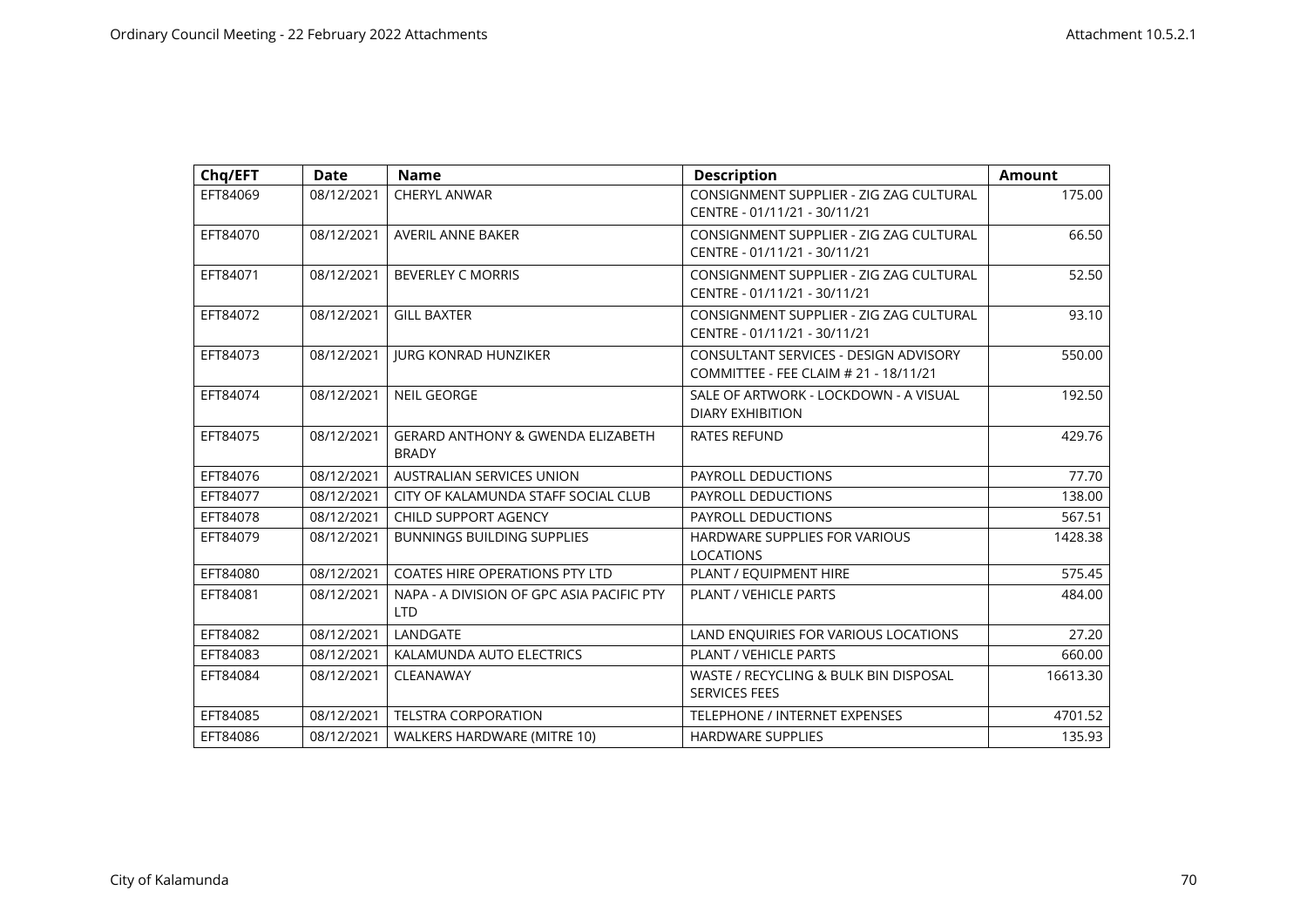| Chq/EFT | Date | Name | Description | Amount |
|---|---|---|---|---|
| EFT84069 | 08/12/2021 | CHERYL ANWAR | CONSIGNMENT SUPPLIER - ZIG ZAG CULTURAL CENTRE - 01/11/21 - 30/11/21 | 175.00 |
| EFT84070 | 08/12/2021 | AVERIL ANNE BAKER | CONSIGNMENT SUPPLIER - ZIG ZAG CULTURAL CENTRE - 01/11/21 - 30/11/21 | 66.50 |
| EFT84071 | 08/12/2021 | BEVERLEY C MORRIS | CONSIGNMENT SUPPLIER - ZIG ZAG CULTURAL CENTRE - 01/11/21 - 30/11/21 | 52.50 |
| EFT84072 | 08/12/2021 | GILL BAXTER | CONSIGNMENT SUPPLIER - ZIG ZAG CULTURAL CENTRE - 01/11/21 - 30/11/21 | 93.10 |
| EFT84073 | 08/12/2021 | JURG KONRAD HUNZIKER | CONSULTANT SERVICES - DESIGN ADVISORY COMMITTEE - FEE CLAIM # 21 - 18/11/21 | 550.00 |
| EFT84074 | 08/12/2021 | NEIL GEORGE | SALE OF ARTWORK - LOCKDOWN - A VISUAL DIARY EXHIBITION | 192.50 |
| EFT84075 | 08/12/2021 | GERARD ANTHONY & GWENDA ELIZABETH BRADY | RATES REFUND | 429.76 |
| EFT84076 | 08/12/2021 | AUSTRALIAN SERVICES UNION | PAYROLL DEDUCTIONS | 77.70 |
| EFT84077 | 08/12/2021 | CITY OF KALAMUNDA STAFF SOCIAL CLUB | PAYROLL DEDUCTIONS | 138.00 |
| EFT84078 | 08/12/2021 | CHILD SUPPORT AGENCY | PAYROLL DEDUCTIONS | 567.51 |
| EFT84079 | 08/12/2021 | BUNNINGS BUILDING SUPPLIES | HARDWARE SUPPLIES FOR VARIOUS LOCATIONS | 1428.38 |
| EFT84080 | 08/12/2021 | COATES HIRE OPERATIONS PTY LTD | PLANT / EQUIPMENT HIRE | 575.45 |
| EFT84081 | 08/12/2021 | NAPA - A DIVISION OF GPC ASIA PACIFIC PTY LTD | PLANT / VEHICLE PARTS | 484.00 |
| EFT84082 | 08/12/2021 | LANDGATE | LAND ENQUIRIES FOR VARIOUS LOCATIONS | 27.20 |
| EFT84083 | 08/12/2021 | KALAMUNDA AUTO ELECTRICS | PLANT / VEHICLE PARTS | 660.00 |
| EFT84084 | 08/12/2021 | CLEANAWAY | WASTE / RECYCLING & BULK BIN DISPOSAL SERVICES FEES | 16613.30 |
| EFT84085 | 08/12/2021 | TELSTRA CORPORATION | TELEPHONE / INTERNET EXPENSES | 4701.52 |
| EFT84086 | 08/12/2021 | WALKERS HARDWARE (MITRE 10) | HARDWARE SUPPLIES | 135.93 |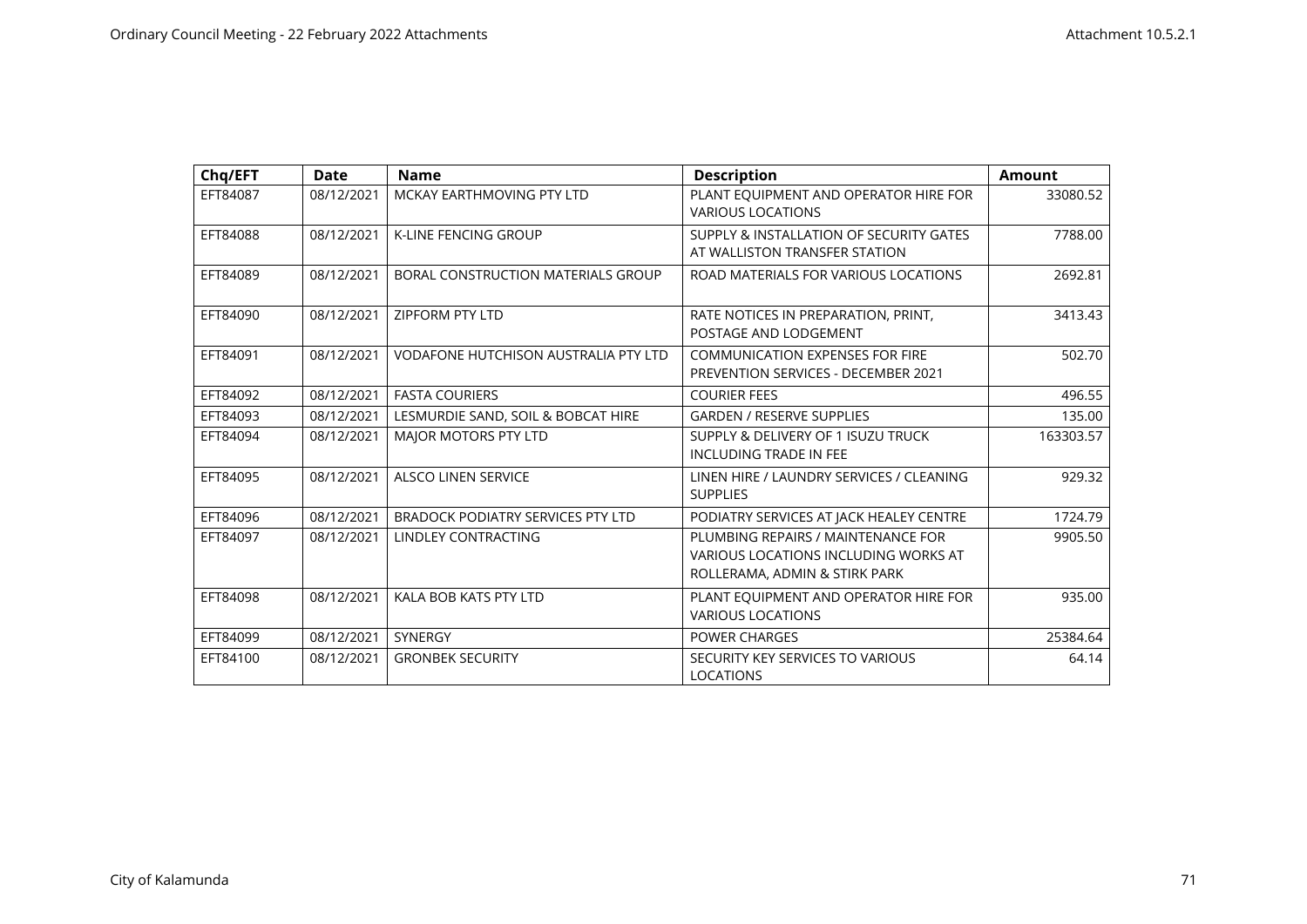| Chq/EFT | Date | Name | Description | Amount |
|---|---|---|---|---|
| EFT84087 | 08/12/2021 | MCKAY EARTHMOVING PTY LTD | PLANT EQUIPMENT AND OPERATOR HIRE FOR VARIOUS LOCATIONS | 33080.52 |
| EFT84088 | 08/12/2021 | K-LINE FENCING GROUP | SUPPLY & INSTALLATION OF SECURITY GATES AT WALLISTON TRANSFER STATION | 7788.00 |
| EFT84089 | 08/12/2021 | BORAL CONSTRUCTION MATERIALS GROUP | ROAD MATERIALS FOR VARIOUS LOCATIONS | 2692.81 |
| EFT84090 | 08/12/2021 | ZIPFORM PTY LTD | RATE NOTICES IN PREPARATION, PRINT, POSTAGE AND LODGEMENT | 3413.43 |
| EFT84091 | 08/12/2021 | VODAFONE HUTCHISON AUSTRALIA PTY LTD | COMMUNICATION EXPENSES FOR FIRE PREVENTION SERVICES - DECEMBER 2021 | 502.70 |
| EFT84092 | 08/12/2021 | FASTA COURIERS | COURIER FEES | 496.55 |
| EFT84093 | 08/12/2021 | LESMURDIE SAND, SOIL & BOBCAT HIRE | GARDEN / RESERVE SUPPLIES | 135.00 |
| EFT84094 | 08/12/2021 | MAJOR MOTORS PTY LTD | SUPPLY & DELIVERY OF 1 ISUZU TRUCK INCLUDING TRADE IN FEE | 163303.57 |
| EFT84095 | 08/12/2021 | ALSCO LINEN SERVICE | LINEN HIRE / LAUNDRY SERVICES / CLEANING SUPPLIES | 929.32 |
| EFT84096 | 08/12/2021 | BRADOCK PODIATRY SERVICES PTY LTD | PODIATRY SERVICES AT JACK HEALEY CENTRE | 1724.79 |
| EFT84097 | 08/12/2021 | LINDLEY CONTRACTING | PLUMBING REPAIRS / MAINTENANCE FOR VARIOUS LOCATIONS INCLUDING WORKS AT ROLLERAMA, ADMIN & STIRK PARK | 9905.50 |
| EFT84098 | 08/12/2021 | KALA BOB KATS PTY LTD | PLANT EQUIPMENT AND OPERATOR HIRE FOR VARIOUS LOCATIONS | 935.00 |
| EFT84099 | 08/12/2021 | SYNERGY | POWER CHARGES | 25384.64 |
| EFT84100 | 08/12/2021 | GRONBEK SECURITY | SECURITY KEY SERVICES TO VARIOUS LOCATIONS | 64.14 |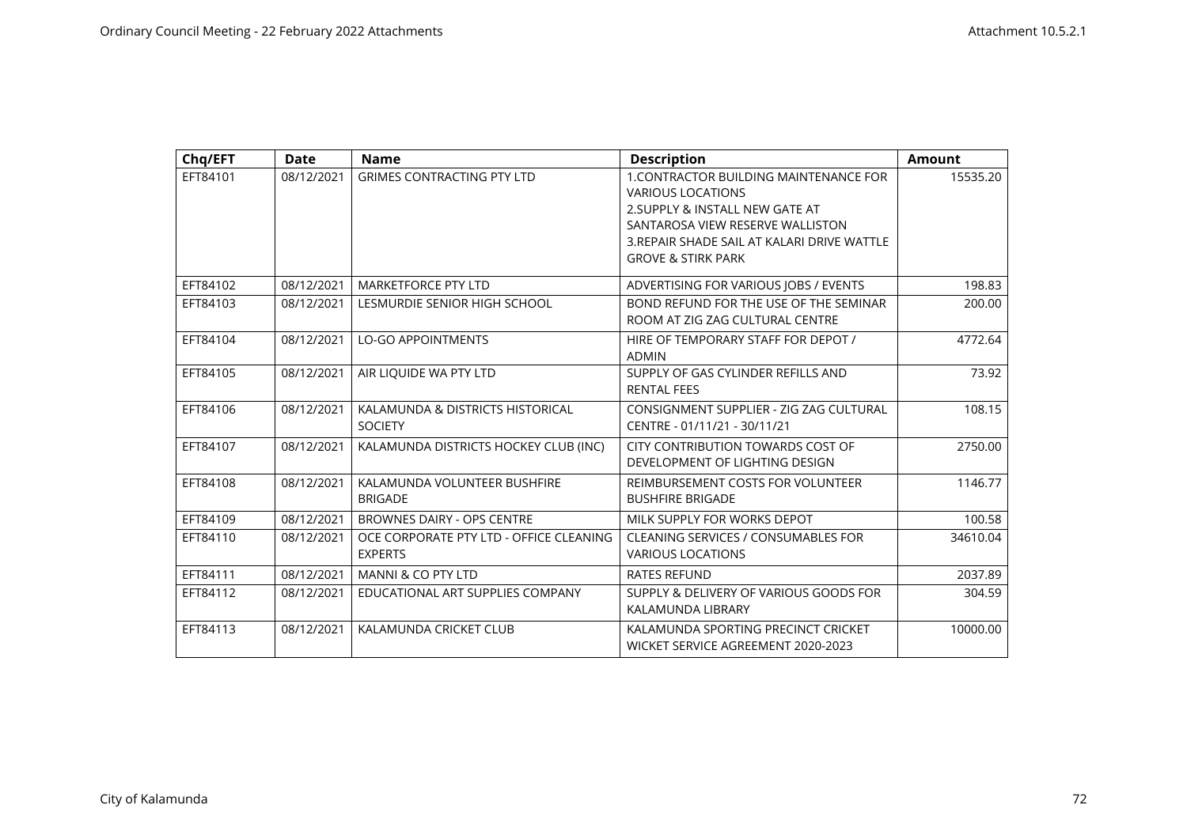| Chq/EFT | Date | Name | Description | Amount |
|---|---|---|---|---|
| EFT84101 | 08/12/2021 | GRIMES CONTRACTING PTY LTD | 1.CONTRACTOR BUILDING MAINTENANCE FOR VARIOUS LOCATIONS 2.SUPPLY & INSTALL NEW GATE AT SANTAROSA VIEW RESERVE WALLISTON 3.REPAIR SHADE SAIL AT KALARI DRIVE WATTLE GROVE & STIRK PARK | 15535.20 |
| EFT84102 | 08/12/2021 | MARKETFORCE PTY LTD | ADVERTISING FOR VARIOUS JOBS / EVENTS | 198.83 |
| EFT84103 | 08/12/2021 | LESMURDIE SENIOR HIGH SCHOOL | BOND REFUND FOR THE USE OF THE SEMINAR ROOM AT ZIG ZAG CULTURAL CENTRE | 200.00 |
| EFT84104 | 08/12/2021 | LO-GO APPOINTMENTS | HIRE OF TEMPORARY STAFF FOR DEPOT / ADMIN | 4772.64 |
| EFT84105 | 08/12/2021 | AIR LIQUIDE WA PTY LTD | SUPPLY OF GAS CYLINDER REFILLS AND RENTAL FEES | 73.92 |
| EFT84106 | 08/12/2021 | KALAMUNDA & DISTRICTS HISTORICAL SOCIETY | CONSIGNMENT SUPPLIER - ZIG ZAG CULTURAL CENTRE - 01/11/21 - 30/11/21 | 108.15 |
| EFT84107 | 08/12/2021 | KALAMUNDA DISTRICTS HOCKEY CLUB (INC) | CITY CONTRIBUTION TOWARDS COST OF DEVELOPMENT OF LIGHTING DESIGN | 2750.00 |
| EFT84108 | 08/12/2021 | KALAMUNDA VOLUNTEER BUSHFIRE BRIGADE | REIMBURSEMENT COSTS FOR VOLUNTEER BUSHFIRE BRIGADE | 1146.77 |
| EFT84109 | 08/12/2021 | BROWNES DAIRY - OPS CENTRE | MILK SUPPLY FOR WORKS DEPOT | 100.58 |
| EFT84110 | 08/12/2021 | OCE CORPORATE PTY LTD - OFFICE CLEANING EXPERTS | CLEANING SERVICES / CONSUMABLES FOR VARIOUS LOCATIONS | 34610.04 |
| EFT84111 | 08/12/2021 | MANNI & CO PTY LTD | RATES REFUND | 2037.89 |
| EFT84112 | 08/12/2021 | EDUCATIONAL ART SUPPLIES COMPANY | SUPPLY & DELIVERY OF VARIOUS GOODS FOR KALAMUNDA LIBRARY | 304.59 |
| EFT84113 | 08/12/2021 | KALAMUNDA CRICKET CLUB | KALAMUNDA SPORTING PRECINCT CRICKET WICKET SERVICE AGREEMENT 2020-2023 | 10000.00 |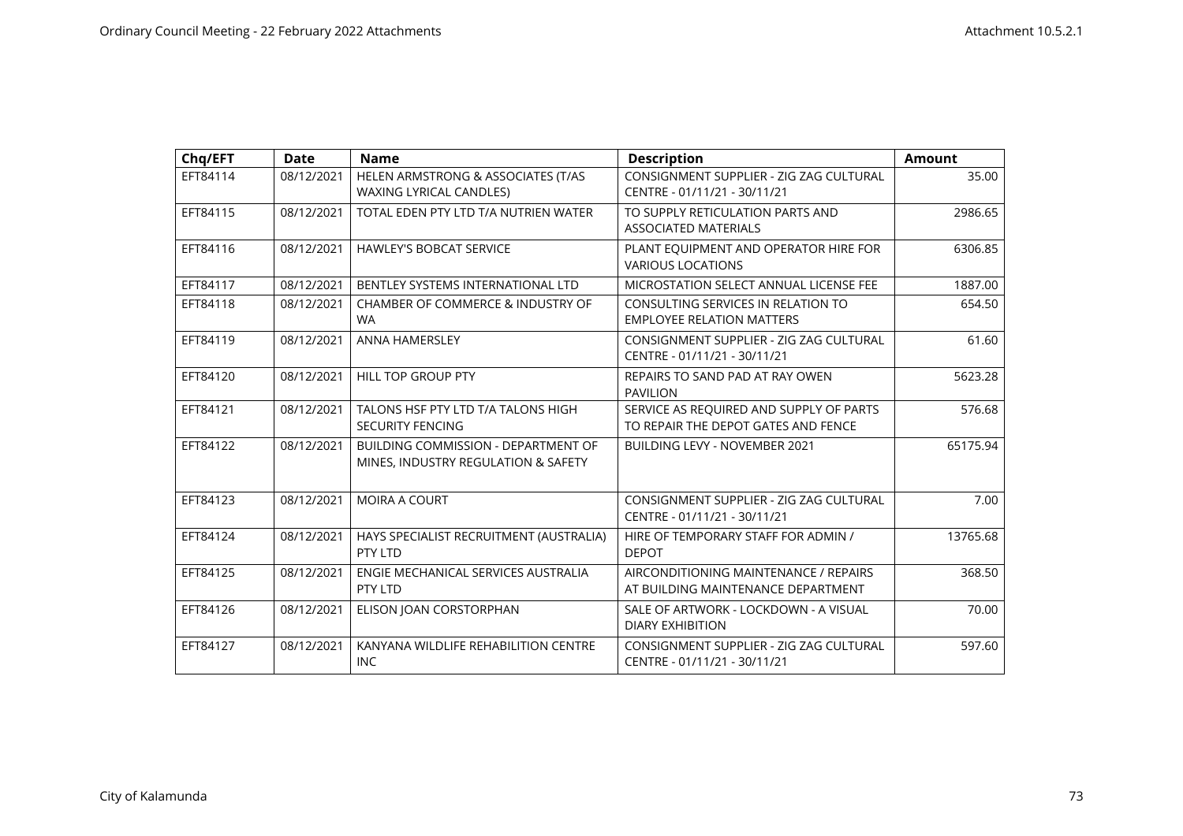| Chq/EFT | Date | Name | Description | Amount |
|---|---|---|---|---|
| EFT84114 | 08/12/2021 | HELEN ARMSTRONG & ASSOCIATES (T/AS WAXING LYRICAL CANDLES) | CONSIGNMENT SUPPLIER - ZIG ZAG CULTURAL CENTRE - 01/11/21 - 30/11/21 | 35.00 |
| EFT84115 | 08/12/2021 | TOTAL EDEN PTY LTD T/A NUTRIEN WATER | TO SUPPLY RETICULATION PARTS AND ASSOCIATED MATERIALS | 2986.65 |
| EFT84116 | 08/12/2021 | HAWLEY'S BOBCAT SERVICE | PLANT EQUIPMENT AND OPERATOR HIRE FOR VARIOUS LOCATIONS | 6306.85 |
| EFT84117 | 08/12/2021 | BENTLEY SYSTEMS INTERNATIONAL LTD | MICROSTATION SELECT ANNUAL LICENSE FEE | 1887.00 |
| EFT84118 | 08/12/2021 | CHAMBER OF COMMERCE & INDUSTRY OF WA | CONSULTING SERVICES IN RELATION TO EMPLOYEE RELATION MATTERS | 654.50 |
| EFT84119 | 08/12/2021 | ANNA HAMERSLEY | CONSIGNMENT SUPPLIER - ZIG ZAG CULTURAL CENTRE - 01/11/21 - 30/11/21 | 61.60 |
| EFT84120 | 08/12/2021 | HILL TOP GROUP PTY | REPAIRS TO SAND PAD AT RAY OWEN PAVILION | 5623.28 |
| EFT84121 | 08/12/2021 | TALONS HSF PTY LTD T/A TALONS HIGH SECURITY FENCING | SERVICE AS REQUIRED AND SUPPLY OF PARTS TO REPAIR THE DEPOT GATES AND FENCE | 576.68 |
| EFT84122 | 08/12/2021 | BUILDING COMMISSION - DEPARTMENT OF MINES, INDUSTRY REGULATION & SAFETY | BUILDING LEVY - NOVEMBER 2021 | 65175.94 |
| EFT84123 | 08/12/2021 | MOIRA A COURT | CONSIGNMENT SUPPLIER - ZIG ZAG CULTURAL CENTRE - 01/11/21 - 30/11/21 | 7.00 |
| EFT84124 | 08/12/2021 | HAYS SPECIALIST RECRUITMENT (AUSTRALIA) PTY LTD | HIRE OF TEMPORARY STAFF FOR ADMIN / DEPOT | 13765.68 |
| EFT84125 | 08/12/2021 | ENGIE MECHANICAL SERVICES AUSTRALIA PTY LTD | AIRCONDITIONING MAINTENANCE / REPAIRS AT BUILDING MAINTENANCE DEPARTMENT | 368.50 |
| EFT84126 | 08/12/2021 | ELISON JOAN CORSTORPHAN | SALE OF ARTWORK - LOCKDOWN - A VISUAL DIARY EXHIBITION | 70.00 |
| EFT84127 | 08/12/2021 | KANYANA WILDLIFE REHABILITION CENTRE INC | CONSIGNMENT SUPPLIER - ZIG ZAG CULTURAL CENTRE - 01/11/21 - 30/11/21 | 597.60 |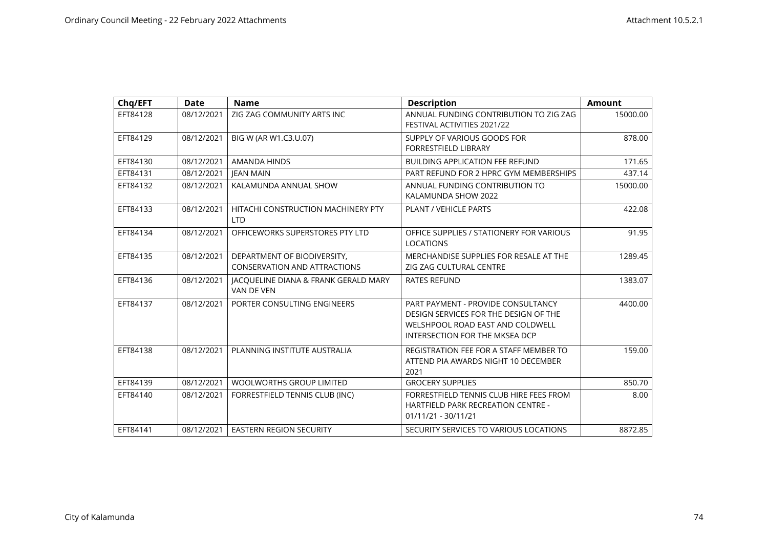| Chq/EFT | Date | Name | Description | Amount |
|---|---|---|---|---|
| EFT84128 | 08/12/2021 | ZIG ZAG COMMUNITY ARTS INC | ANNUAL FUNDING CONTRIBUTION TO ZIG ZAG FESTIVAL ACTIVITIES 2021/22 | 15000.00 |
| EFT84129 | 08/12/2021 | BIG W (AR W1.C3.U.07) | SUPPLY OF VARIOUS GOODS FOR FORRESTFIELD LIBRARY | 878.00 |
| EFT84130 | 08/12/2021 | AMANDA HINDS | BUILDING APPLICATION FEE REFUND | 171.65 |
| EFT84131 | 08/12/2021 | JEAN MAIN | PART REFUND FOR 2 HPRC GYM MEMBERSHIPS | 437.14 |
| EFT84132 | 08/12/2021 | KALAMUNDA ANNUAL SHOW | ANNUAL FUNDING CONTRIBUTION TO KALAMUNDA SHOW 2022 | 15000.00 |
| EFT84133 | 08/12/2021 | HITACHI CONSTRUCTION MACHINERY PTY LTD | PLANT / VEHICLE PARTS | 422.08 |
| EFT84134 | 08/12/2021 | OFFICEWORKS SUPERSTORES PTY LTD | OFFICE SUPPLIES / STATIONERY FOR VARIOUS LOCATIONS | 91.95 |
| EFT84135 | 08/12/2021 | DEPARTMENT OF BIODIVERSITY, CONSERVATION AND ATTRACTIONS | MERCHANDISE SUPPLIES FOR RESALE AT THE ZIG ZAG CULTURAL CENTRE | 1289.45 |
| EFT84136 | 08/12/2021 | JACQUELINE DIANA & FRANK GERALD MARY VAN DE VEN | RATES REFUND | 1383.07 |
| EFT84137 | 08/12/2021 | PORTER CONSULTING ENGINEERS | PART PAYMENT - PROVIDE CONSULTANCY DESIGN SERVICES FOR THE DESIGN OF THE WELSHPOOL ROAD EAST AND COLDWELL INTERSECTION FOR THE MKSEA DCP | 4400.00 |
| EFT84138 | 08/12/2021 | PLANNING INSTITUTE AUSTRALIA | REGISTRATION FEE FOR A STAFF MEMBER TO ATTEND PIA AWARDS NIGHT 10 DECEMBER 2021 | 159.00 |
| EFT84139 | 08/12/2021 | WOOLWORTHS GROUP LIMITED | GROCERY SUPPLIES | 850.70 |
| EFT84140 | 08/12/2021 | FORRESTFIELD TENNIS CLUB (INC) | FORRESTFIELD TENNIS CLUB HIRE FEES FROM HARTFIELD PARK RECREATION CENTRE - 01/11/21 - 30/11/21 | 8.00 |
| EFT84141 | 08/12/2021 | EASTERN REGION SECURITY | SECURITY SERVICES TO VARIOUS LOCATIONS | 8872.85 |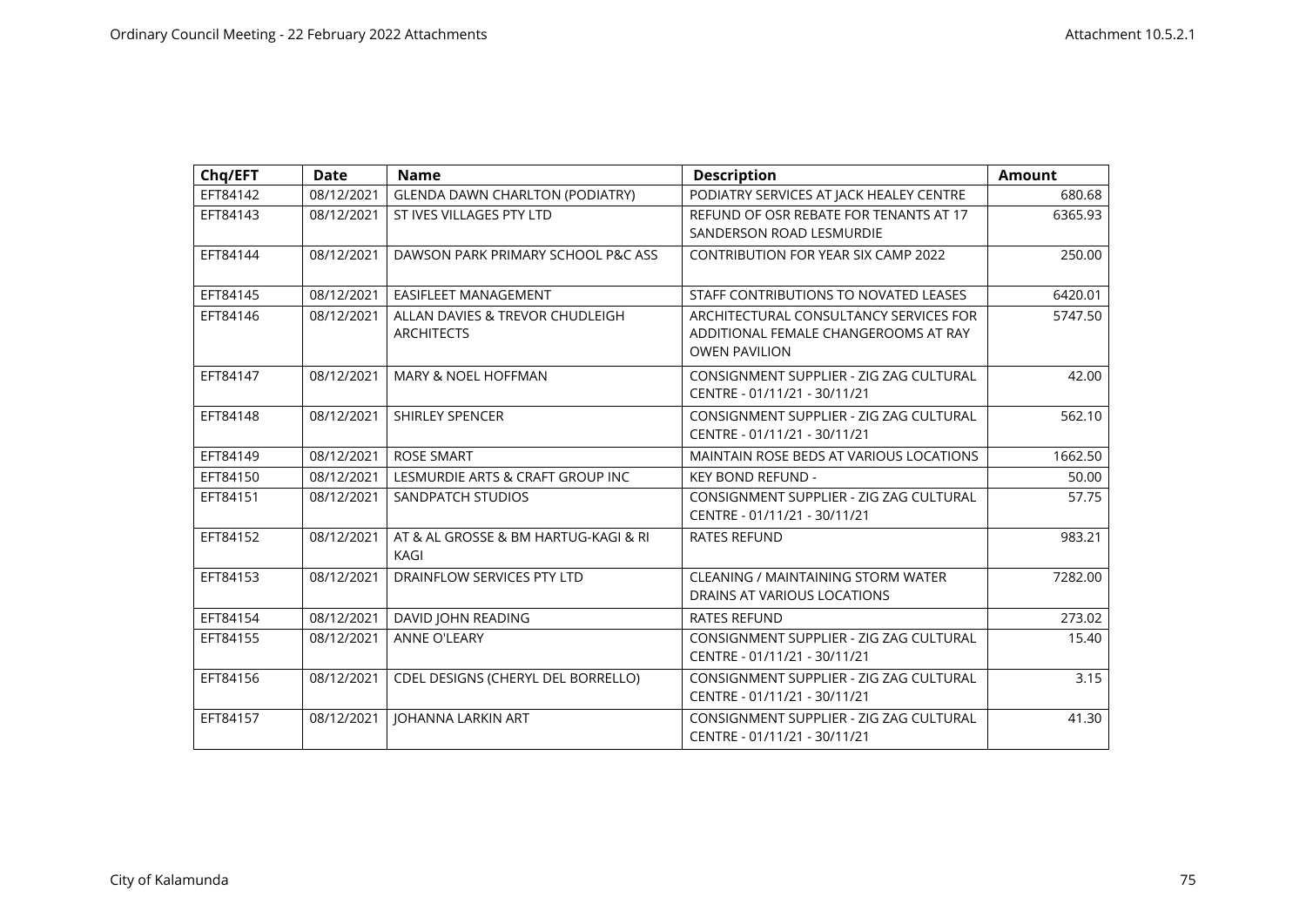| Chq/EFT | Date | Name | Description | Amount |
|---|---|---|---|---|
| EFT84142 | 08/12/2021 | GLENDA DAWN CHARLTON (PODIATRY) | PODIATRY SERVICES AT JACK HEALEY CENTRE | 680.68 |
| EFT84143 | 08/12/2021 | ST IVES VILLAGES PTY LTD | REFUND OF OSR REBATE FOR TENANTS AT 17 SANDERSON ROAD LESMURDIE | 6365.93 |
| EFT84144 | 08/12/2021 | DAWSON PARK PRIMARY SCHOOL P&C ASS | CONTRIBUTION FOR YEAR SIX CAMP 2022 | 250.00 |
| EFT84145 | 08/12/2021 | EASIFLEET MANAGEMENT | STAFF CONTRIBUTIONS TO NOVATED LEASES | 6420.01 |
| EFT84146 | 08/12/2021 | ALLAN DAVIES & TREVOR CHUDLEIGH ARCHITECTS | ARCHITECTURAL CONSULTANCY SERVICES FOR ADDITIONAL FEMALE CHANGEROOMS AT RAY OWEN PAVILION | 5747.50 |
| EFT84147 | 08/12/2021 | MARY & NOEL HOFFMAN | CONSIGNMENT SUPPLIER - ZIG ZAG CULTURAL CENTRE - 01/11/21 - 30/11/21 | 42.00 |
| EFT84148 | 08/12/2021 | SHIRLEY SPENCER | CONSIGNMENT SUPPLIER - ZIG ZAG CULTURAL CENTRE - 01/11/21 - 30/11/21 | 562.10 |
| EFT84149 | 08/12/2021 | ROSE SMART | MAINTAIN ROSE BEDS AT VARIOUS LOCATIONS | 1662.50 |
| EFT84150 | 08/12/2021 | LESMURDIE ARTS & CRAFT GROUP INC | KEY BOND REFUND - | 50.00 |
| EFT84151 | 08/12/2021 | SANDPATCH STUDIOS | CONSIGNMENT SUPPLIER - ZIG ZAG CULTURAL CENTRE - 01/11/21 - 30/11/21 | 57.75 |
| EFT84152 | 08/12/2021 | AT & AL GROSSE & BM HARTUG-KAGI & RI KAGI | RATES REFUND | 983.21 |
| EFT84153 | 08/12/2021 | DRAINFLOW SERVICES PTY LTD | CLEANING / MAINTAINING STORM WATER DRAINS AT VARIOUS LOCATIONS | 7282.00 |
| EFT84154 | 08/12/2021 | DAVID JOHN READING | RATES REFUND | 273.02 |
| EFT84155 | 08/12/2021 | ANNE O'LEARY | CONSIGNMENT SUPPLIER - ZIG ZAG CULTURAL CENTRE - 01/11/21 - 30/11/21 | 15.40 |
| EFT84156 | 08/12/2021 | CDEL DESIGNS (CHERYL DEL BORRELLO) | CONSIGNMENT SUPPLIER - ZIG ZAG CULTURAL CENTRE - 01/11/21 - 30/11/21 | 3.15 |
| EFT84157 | 08/12/2021 | JOHANNA LARKIN ART | CONSIGNMENT SUPPLIER - ZIG ZAG CULTURAL CENTRE - 01/11/21 - 30/11/21 | 41.30 |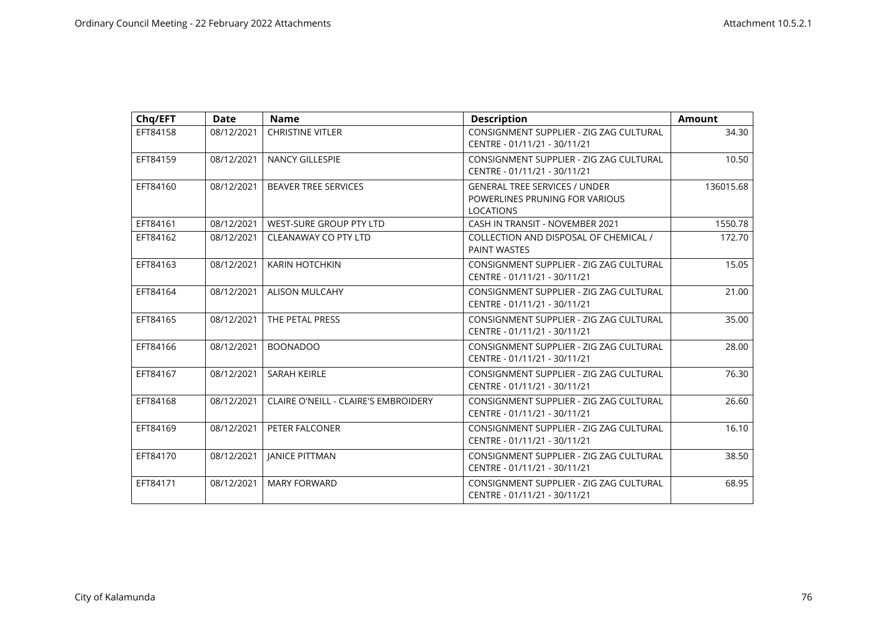| Chq/EFT | Date | Name | Description | Amount |
|---|---|---|---|---|
| EFT84158 | 08/12/2021 | CHRISTINE VITLER | CONSIGNMENT SUPPLIER - ZIG ZAG CULTURAL CENTRE - 01/11/21 - 30/11/21 | 34.30 |
| EFT84159 | 08/12/2021 | NANCY GILLESPIE | CONSIGNMENT SUPPLIER - ZIG ZAG CULTURAL CENTRE - 01/11/21 - 30/11/21 | 10.50 |
| EFT84160 | 08/12/2021 | BEAVER TREE SERVICES | GENERAL TREE SERVICES / UNDER POWERLINES PRUNING FOR VARIOUS LOCATIONS | 136015.68 |
| EFT84161 | 08/12/2021 | WEST-SURE GROUP PTY LTD | CASH IN TRANSIT - NOVEMBER 2021 | 1550.78 |
| EFT84162 | 08/12/2021 | CLEANAWAY CO PTY LTD | COLLECTION AND DISPOSAL OF CHEMICAL / PAINT WASTES | 172.70 |
| EFT84163 | 08/12/2021 | KARIN HOTCHKIN | CONSIGNMENT SUPPLIER - ZIG ZAG CULTURAL CENTRE - 01/11/21 - 30/11/21 | 15.05 |
| EFT84164 | 08/12/2021 | ALISON MULCAHY | CONSIGNMENT SUPPLIER - ZIG ZAG CULTURAL CENTRE - 01/11/21 - 30/11/21 | 21.00 |
| EFT84165 | 08/12/2021 | THE PETAL PRESS | CONSIGNMENT SUPPLIER - ZIG ZAG CULTURAL CENTRE - 01/11/21 - 30/11/21 | 35.00 |
| EFT84166 | 08/12/2021 | BOONADOO | CONSIGNMENT SUPPLIER - ZIG ZAG CULTURAL CENTRE - 01/11/21 - 30/11/21 | 28.00 |
| EFT84167 | 08/12/2021 | SARAH KEIRLE | CONSIGNMENT SUPPLIER - ZIG ZAG CULTURAL CENTRE - 01/11/21 - 30/11/21 | 76.30 |
| EFT84168 | 08/12/2021 | CLAIRE O'NEILL - CLAIRE'S EMBROIDERY | CONSIGNMENT SUPPLIER - ZIG ZAG CULTURAL CENTRE - 01/11/21 - 30/11/21 | 26.60 |
| EFT84169 | 08/12/2021 | PETER FALCONER | CONSIGNMENT SUPPLIER - ZIG ZAG CULTURAL CENTRE - 01/11/21 - 30/11/21 | 16.10 |
| EFT84170 | 08/12/2021 | JANICE PITTMAN | CONSIGNMENT SUPPLIER - ZIG ZAG CULTURAL CENTRE - 01/11/21 - 30/11/21 | 38.50 |
| EFT84171 | 08/12/2021 | MARY FORWARD | CONSIGNMENT SUPPLIER - ZIG ZAG CULTURAL CENTRE - 01/11/21 - 30/11/21 | 68.95 |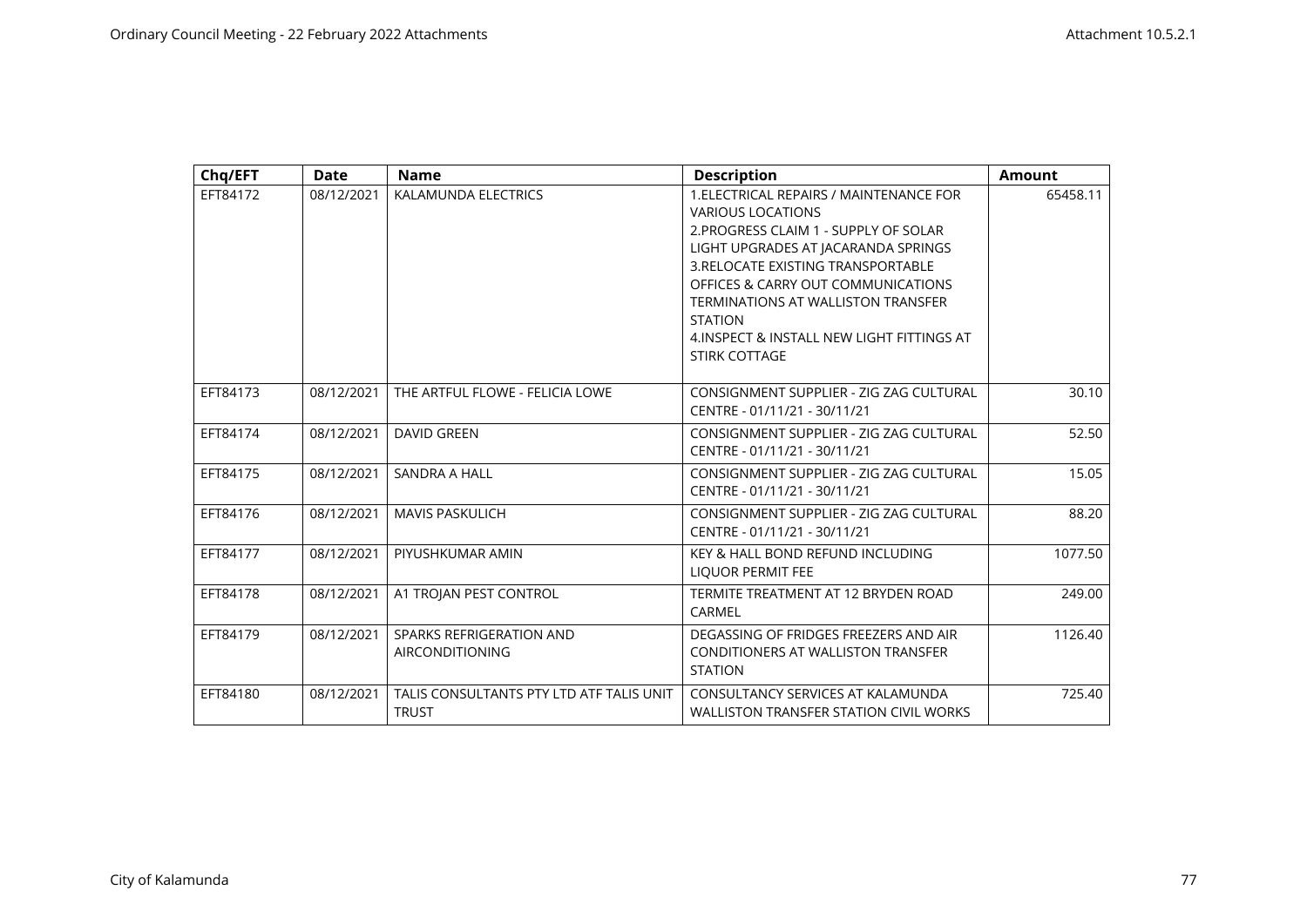| Chq/EFT | Date | Name | Description | Amount |
|---|---|---|---|---|
| EFT84172 | 08/12/2021 | KALAMUNDA ELECTRICS | 1.ELECTRICAL REPAIRS / MAINTENANCE FOR VARIOUS LOCATIONS 2.PROGRESS CLAIM 1 - SUPPLY OF SOLAR LIGHT UPGRADES AT JACARANDA SPRINGS 3.RELOCATE EXISTING TRANSPORTABLE OFFICES & CARRY OUT COMMUNICATIONS TERMINATIONS AT WALLISTON TRANSFER STATION 4.INSPECT & INSTALL NEW LIGHT FITTINGS AT STIRK COTTAGE | 65458.11 |
| EFT84173 | 08/12/2021 | THE ARTFUL FLOWE - FELICIA LOWE | CONSIGNMENT SUPPLIER - ZIG ZAG CULTURAL CENTRE - 01/11/21 - 30/11/21 | 30.10 |
| EFT84174 | 08/12/2021 | DAVID GREEN | CONSIGNMENT SUPPLIER - ZIG ZAG CULTURAL CENTRE - 01/11/21 - 30/11/21 | 52.50 |
| EFT84175 | 08/12/2021 | SANDRA A HALL | CONSIGNMENT SUPPLIER - ZIG ZAG CULTURAL CENTRE - 01/11/21 - 30/11/21 | 15.05 |
| EFT84176 | 08/12/2021 | MAVIS PASKULICH | CONSIGNMENT SUPPLIER - ZIG ZAG CULTURAL CENTRE - 01/11/21 - 30/11/21 | 88.20 |
| EFT84177 | 08/12/2021 | PIYUSHKUMAR AMIN | KEY & HALL BOND REFUND INCLUDING LIQUOR PERMIT FEE | 1077.50 |
| EFT84178 | 08/12/2021 | A1 TROJAN PEST CONTROL | TERMITE TREATMENT AT 12 BRYDEN ROAD CARMEL | 249.00 |
| EFT84179 | 08/12/2021 | SPARKS REFRIGERATION AND AIRCONDITIONING | DEGASSING OF FRIDGES FREEZERS AND AIR CONDITIONERS AT WALLISTON TRANSFER STATION | 1126.40 |
| EFT84180 | 08/12/2021 | TALIS CONSULTANTS PTY LTD ATF TALIS UNIT TRUST | CONSULTANCY SERVICES AT KALAMUNDA WALLISTON TRANSFER STATION CIVIL WORKS | 725.40 |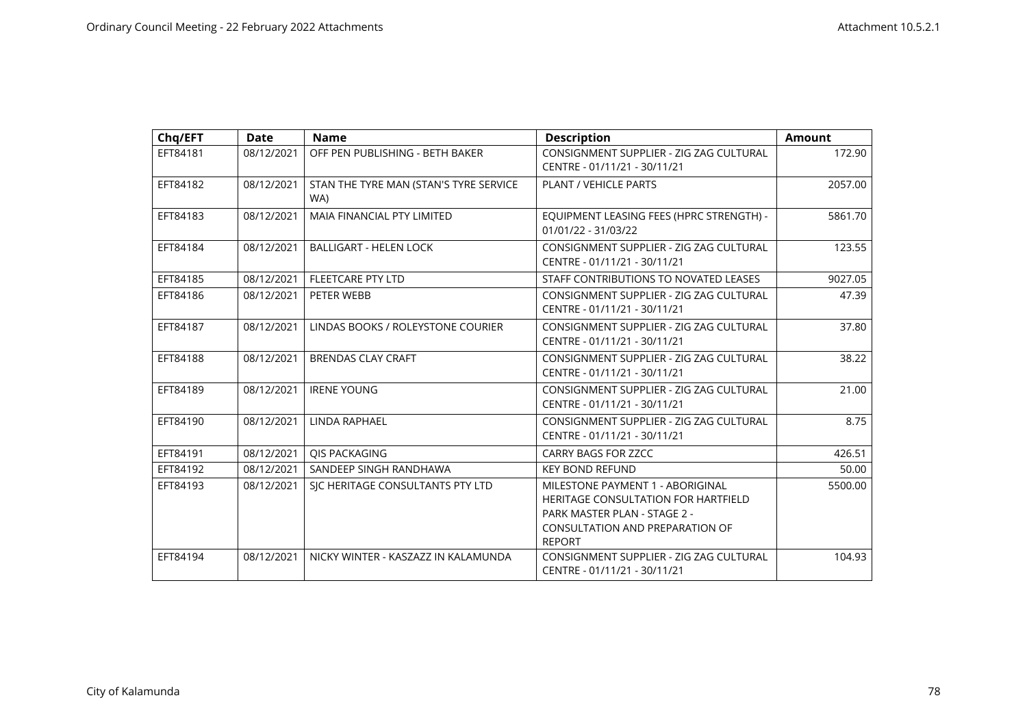| Chq/EFT | Date | Name | Description | Amount |
|---|---|---|---|---|
| EFT84181 | 08/12/2021 | OFF PEN PUBLISHING - BETH BAKER | CONSIGNMENT SUPPLIER - ZIG ZAG CULTURAL CENTRE - 01/11/21 - 30/11/21 | 172.90 |
| EFT84182 | 08/12/2021 | STAN THE TYRE MAN (STAN'S TYRE SERVICE WA) | PLANT / VEHICLE PARTS | 2057.00 |
| EFT84183 | 08/12/2021 | MAIA FINANCIAL PTY LIMITED | EQUIPMENT LEASING FEES (HPRC STRENGTH) - 01/01/22 - 31/03/22 | 5861.70 |
| EFT84184 | 08/12/2021 | BALLIGART - HELEN LOCK | CONSIGNMENT SUPPLIER - ZIG ZAG CULTURAL CENTRE - 01/11/21 - 30/11/21 | 123.55 |
| EFT84185 | 08/12/2021 | FLEETCARE PTY LTD | STAFF CONTRIBUTIONS TO NOVATED LEASES | 9027.05 |
| EFT84186 | 08/12/2021 | PETER WEBB | CONSIGNMENT SUPPLIER - ZIG ZAG CULTURAL CENTRE - 01/11/21 - 30/11/21 | 47.39 |
| EFT84187 | 08/12/2021 | LINDAS BOOKS / ROLEYSTONE COURIER | CONSIGNMENT SUPPLIER - ZIG ZAG CULTURAL CENTRE - 01/11/21 - 30/11/21 | 37.80 |
| EFT84188 | 08/12/2021 | BRENDAS CLAY CRAFT | CONSIGNMENT SUPPLIER - ZIG ZAG CULTURAL CENTRE - 01/11/21 - 30/11/21 | 38.22 |
| EFT84189 | 08/12/2021 | IRENE YOUNG | CONSIGNMENT SUPPLIER - ZIG ZAG CULTURAL CENTRE - 01/11/21 - 30/11/21 | 21.00 |
| EFT84190 | 08/12/2021 | LINDA RAPHAEL | CONSIGNMENT SUPPLIER - ZIG ZAG CULTURAL CENTRE - 01/11/21 - 30/11/21 | 8.75 |
| EFT84191 | 08/12/2021 | QIS PACKAGING | CARRY BAGS FOR ZZCC | 426.51 |
| EFT84192 | 08/12/2021 | SANDEEP SINGH RANDHAWA | KEY BOND REFUND | 50.00 |
| EFT84193 | 08/12/2021 | SJC HERITAGE CONSULTANTS PTY LTD | MILESTONE PAYMENT 1 - ABORIGINAL HERITAGE CONSULTATION FOR HARTFIELD PARK MASTER PLAN - STAGE 2 - CONSULTATION AND PREPARATION OF REPORT | 5500.00 |
| EFT84194 | 08/12/2021 | NICKY WINTER - KASZAZZ IN KALAMUNDA | CONSIGNMENT SUPPLIER - ZIG ZAG CULTURAL CENTRE - 01/11/21 - 30/11/21 | 104.93 |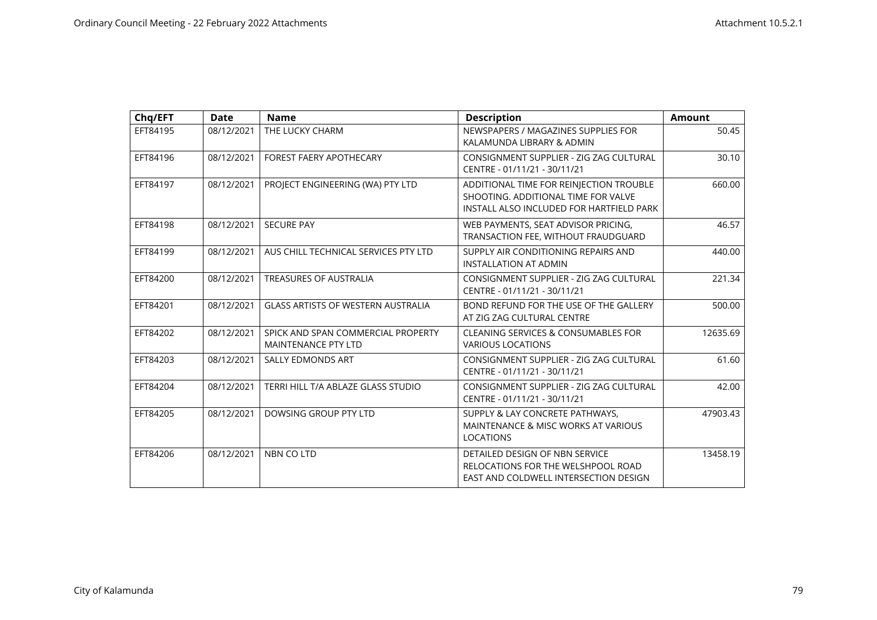| Chq/EFT | Date | Name | Description | Amount |
|---|---|---|---|---|
| EFT84195 | 08/12/2021 | THE LUCKY CHARM | NEWSPAPERS / MAGAZINES SUPPLIES FOR KALAMUNDA LIBRARY & ADMIN | 50.45 |
| EFT84196 | 08/12/2021 | FOREST FAERY APOTHECARY | CONSIGNMENT SUPPLIER - ZIG ZAG CULTURAL CENTRE - 01/11/21 - 30/11/21 | 30.10 |
| EFT84197 | 08/12/2021 | PROJECT ENGINEERING (WA) PTY LTD | ADDITIONAL TIME FOR REINJECTION TROUBLE SHOOTING. ADDITIONAL TIME FOR VALVE INSTALL ALSO INCLUDED FOR HARTFIELD PARK | 660.00 |
| EFT84198 | 08/12/2021 | SECURE PAY | WEB PAYMENTS, SEAT ADVISOR PRICING, TRANSACTION FEE, WITHOUT FRAUDGUARD | 46.57 |
| EFT84199 | 08/12/2021 | AUS CHILL TECHNICAL SERVICES PTY LTD | SUPPLY AIR CONDITIONING REPAIRS AND INSTALLATION AT ADMIN | 440.00 |
| EFT84200 | 08/12/2021 | TREASURES OF AUSTRALIA | CONSIGNMENT SUPPLIER - ZIG ZAG CULTURAL CENTRE - 01/11/21 - 30/11/21 | 221.34 |
| EFT84201 | 08/12/2021 | GLASS ARTISTS OF WESTERN AUSTRALIA | BOND REFUND FOR THE USE OF THE GALLERY AT ZIG ZAG CULTURAL CENTRE | 500.00 |
| EFT84202 | 08/12/2021 | SPICK AND SPAN COMMERCIAL PROPERTY MAINTENANCE PTY LTD | CLEANING SERVICES & CONSUMABLES FOR VARIOUS LOCATIONS | 12635.69 |
| EFT84203 | 08/12/2021 | SALLY EDMONDS ART | CONSIGNMENT SUPPLIER - ZIG ZAG CULTURAL CENTRE - 01/11/21 - 30/11/21 | 61.60 |
| EFT84204 | 08/12/2021 | TERRI HILL T/A ABLAZE GLASS STUDIO | CONSIGNMENT SUPPLIER - ZIG ZAG CULTURAL CENTRE - 01/11/21 - 30/11/21 | 42.00 |
| EFT84205 | 08/12/2021 | DOWSING GROUP PTY LTD | SUPPLY & LAY CONCRETE PATHWAYS, MAINTENANCE & MISC WORKS AT VARIOUS LOCATIONS | 47903.43 |
| EFT84206 | 08/12/2021 | NBN CO LTD | DETAILED DESIGN OF NBN SERVICE RELOCATIONS FOR THE WELSHPOOL ROAD EAST AND COLDWELL INTERSECTION DESIGN | 13458.19 |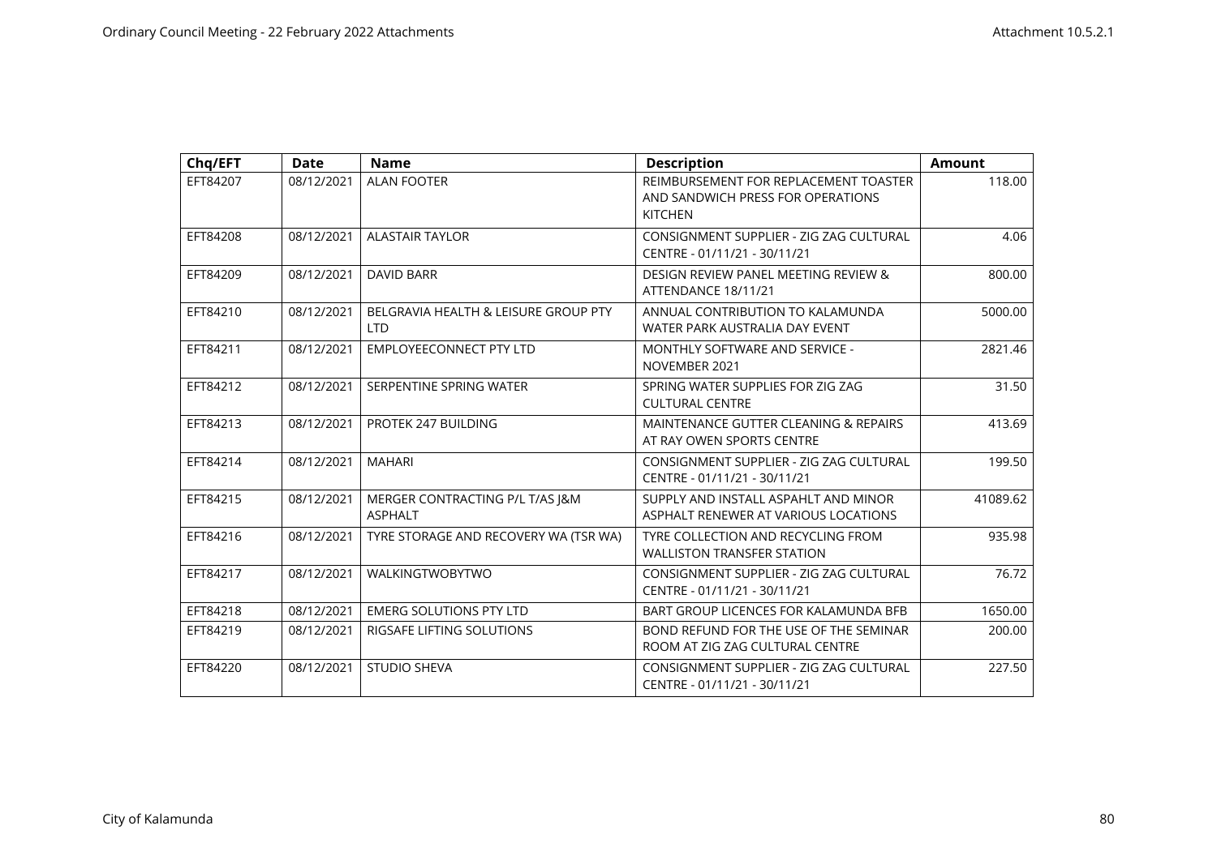| Chq/EFT | Date | Name | Description | Amount |
|---|---|---|---|---|
| EFT84207 | 08/12/2021 | ALAN FOOTER | REIMBURSEMENT FOR REPLACEMENT TOASTER AND SANDWICH PRESS FOR OPERATIONS KITCHEN | 118.00 |
| EFT84208 | 08/12/2021 | ALASTAIR TAYLOR | CONSIGNMENT SUPPLIER - ZIG ZAG CULTURAL CENTRE - 01/11/21 - 30/11/21 | 4.06 |
| EFT84209 | 08/12/2021 | DAVID BARR | DESIGN REVIEW PANEL MEETING REVIEW & ATTENDANCE 18/11/21 | 800.00 |
| EFT84210 | 08/12/2021 | BELGRAVIA HEALTH & LEISURE GROUP PTY LTD | ANNUAL CONTRIBUTION TO KALAMUNDA WATER PARK AUSTRALIA DAY EVENT | 5000.00 |
| EFT84211 | 08/12/2021 | EMPLOYEECONNECT PTY LTD | MONTHLY SOFTWARE AND SERVICE - NOVEMBER 2021 | 2821.46 |
| EFT84212 | 08/12/2021 | SERPENTINE SPRING WATER | SPRING WATER SUPPLIES FOR ZIG ZAG CULTURAL CENTRE | 31.50 |
| EFT84213 | 08/12/2021 | PROTEK 247 BUILDING | MAINTENANCE GUTTER CLEANING & REPAIRS AT RAY OWEN SPORTS CENTRE | 413.69 |
| EFT84214 | 08/12/2021 | MAHARI | CONSIGNMENT SUPPLIER - ZIG ZAG CULTURAL CENTRE - 01/11/21 - 30/11/21 | 199.50 |
| EFT84215 | 08/12/2021 | MERGER CONTRACTING P/L T/AS J&M ASPHALT | SUPPLY AND INSTALL ASPAHLT AND MINOR ASPHALT RENEWER AT VARIOUS LOCATIONS | 41089.62 |
| EFT84216 | 08/12/2021 | TYRE STORAGE AND RECOVERY WA (TSR WA) | TYRE COLLECTION AND RECYCLING FROM WALLISTON TRANSFER STATION | 935.98 |
| EFT84217 | 08/12/2021 | WALKINGTWOBYTWO | CONSIGNMENT SUPPLIER - ZIG ZAG CULTURAL CENTRE - 01/11/21 - 30/11/21 | 76.72 |
| EFT84218 | 08/12/2021 | EMERG SOLUTIONS PTY LTD | BART GROUP LICENCES FOR KALAMUNDA BFB | 1650.00 |
| EFT84219 | 08/12/2021 | RIGSAFE LIFTING SOLUTIONS | BOND REFUND FOR THE USE OF THE SEMINAR ROOM AT ZIG ZAG CULTURAL CENTRE | 200.00 |
| EFT84220 | 08/12/2021 | STUDIO SHEVA | CONSIGNMENT SUPPLIER - ZIG ZAG CULTURAL CENTRE - 01/11/21 - 30/11/21 | 227.50 |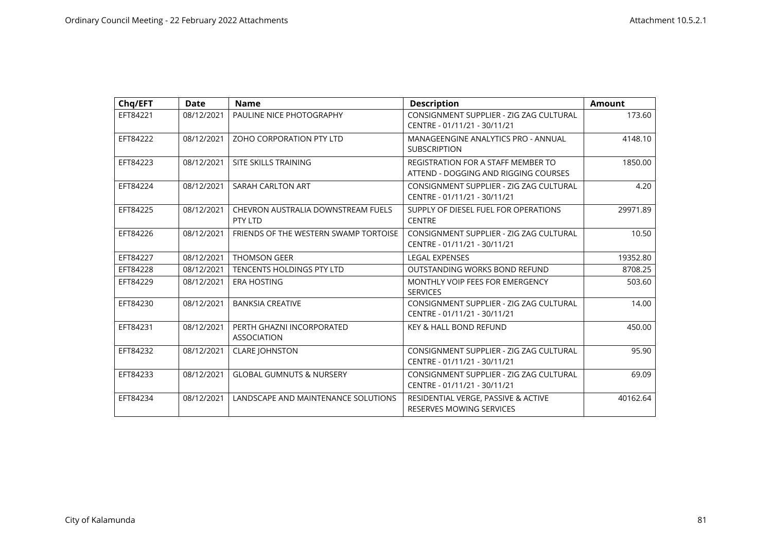| Chq/EFT | Date | Name | Description | Amount |
|---|---|---|---|---|
| EFT84221 | 08/12/2021 | PAULINE NICE PHOTOGRAPHY | CONSIGNMENT SUPPLIER - ZIG ZAG CULTURAL CENTRE - 01/11/21 - 30/11/21 | 173.60 |
| EFT84222 | 08/12/2021 | ZOHO CORPORATION PTY LTD | MANAGEENGINE ANALYTICS PRO - ANNUAL SUBSCRIPTION | 4148.10 |
| EFT84223 | 08/12/2021 | SITE SKILLS TRAINING | REGISTRATION FOR A STAFF MEMBER TO ATTEND - DOGGING AND RIGGING COURSES | 1850.00 |
| EFT84224 | 08/12/2021 | SARAH CARLTON ART | CONSIGNMENT SUPPLIER - ZIG ZAG CULTURAL CENTRE - 01/11/21 - 30/11/21 | 4.20 |
| EFT84225 | 08/12/2021 | CHEVRON AUSTRALIA DOWNSTREAM FUELS PTY LTD | SUPPLY OF DIESEL FUEL FOR OPERATIONS CENTRE | 29971.89 |
| EFT84226 | 08/12/2021 | FRIENDS OF THE WESTERN SWAMP TORTOISE | CONSIGNMENT SUPPLIER - ZIG ZAG CULTURAL CENTRE - 01/11/21 - 30/11/21 | 10.50 |
| EFT84227 | 08/12/2021 | THOMSON GEER | LEGAL EXPENSES | 19352.80 |
| EFT84228 | 08/12/2021 | TENCENTS HOLDINGS PTY LTD | OUTSTANDING WORKS BOND REFUND | 8708.25 |
| EFT84229 | 08/12/2021 | ERA HOSTING | MONTHLY VOIP FEES FOR EMERGENCY SERVICES | 503.60 |
| EFT84230 | 08/12/2021 | BANKSIA CREATIVE | CONSIGNMENT SUPPLIER - ZIG ZAG CULTURAL CENTRE - 01/11/21 - 30/11/21 | 14.00 |
| EFT84231 | 08/12/2021 | PERTH GHAZNI INCORPORATED ASSOCIATION | KEY & HALL BOND REFUND | 450.00 |
| EFT84232 | 08/12/2021 | CLARE JOHNSTON | CONSIGNMENT SUPPLIER - ZIG ZAG CULTURAL CENTRE - 01/11/21 - 30/11/21 | 95.90 |
| EFT84233 | 08/12/2021 | GLOBAL GUMNUTS & NURSERY | CONSIGNMENT SUPPLIER - ZIG ZAG CULTURAL CENTRE - 01/11/21 - 30/11/21 | 69.09 |
| EFT84234 | 08/12/2021 | LANDSCAPE AND MAINTENANCE SOLUTIONS | RESIDENTIAL VERGE, PASSIVE & ACTIVE RESERVES MOWING SERVICES | 40162.64 |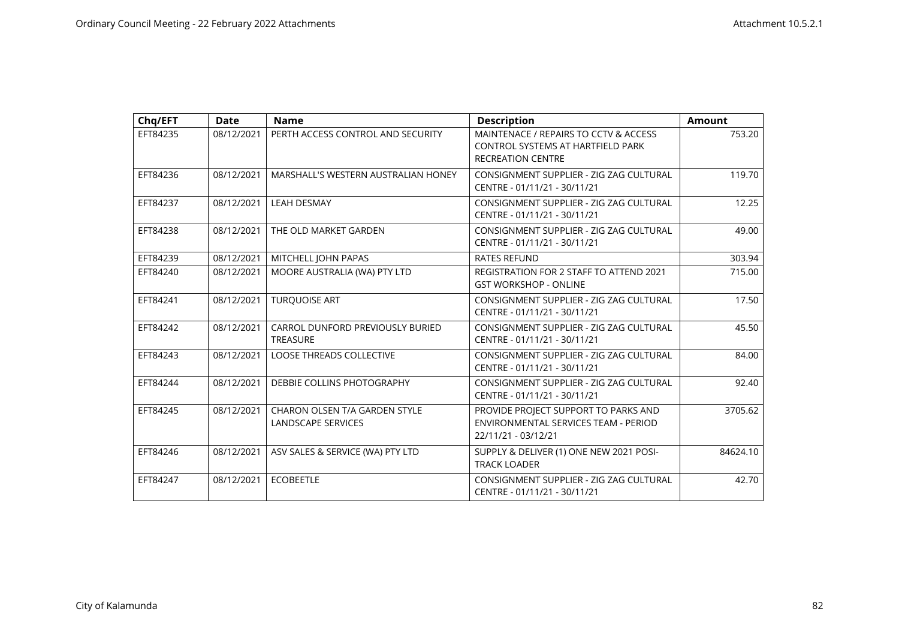| Chq/EFT | Date | Name | Description | Amount |
|---|---|---|---|---|
| EFT84235 | 08/12/2021 | PERTH ACCESS CONTROL AND SECURITY | MAINTENACE / REPAIRS TO CCTV & ACCESS CONTROL SYSTEMS AT HARTFIELD PARK RECREATION CENTRE | 753.20 |
| EFT84236 | 08/12/2021 | MARSHALL'S WESTERN AUSTRALIAN HONEY | CONSIGNMENT SUPPLIER - ZIG ZAG CULTURAL CENTRE - 01/11/21 - 30/11/21 | 119.70 |
| EFT84237 | 08/12/2021 | LEAH DESMAY | CONSIGNMENT SUPPLIER - ZIG ZAG CULTURAL CENTRE - 01/11/21 - 30/11/21 | 12.25 |
| EFT84238 | 08/12/2021 | THE OLD MARKET GARDEN | CONSIGNMENT SUPPLIER - ZIG ZAG CULTURAL CENTRE - 01/11/21 - 30/11/21 | 49.00 |
| EFT84239 | 08/12/2021 | MITCHELL JOHN PAPAS | RATES REFUND | 303.94 |
| EFT84240 | 08/12/2021 | MOORE AUSTRALIA (WA) PTY LTD | REGISTRATION FOR 2 STAFF TO ATTEND 2021 GST WORKSHOP - ONLINE | 715.00 |
| EFT84241 | 08/12/2021 | TURQUOISE ART | CONSIGNMENT SUPPLIER - ZIG ZAG CULTURAL CENTRE - 01/11/21 - 30/11/21 | 17.50 |
| EFT84242 | 08/12/2021 | CARROL DUNFORD PREVIOUSLY BURIED TREASURE | CONSIGNMENT SUPPLIER - ZIG ZAG CULTURAL CENTRE - 01/11/21 - 30/11/21 | 45.50 |
| EFT84243 | 08/12/2021 | LOOSE THREADS COLLECTIVE | CONSIGNMENT SUPPLIER - ZIG ZAG CULTURAL CENTRE - 01/11/21 - 30/11/21 | 84.00 |
| EFT84244 | 08/12/2021 | DEBBIE COLLINS PHOTOGRAPHY | CONSIGNMENT SUPPLIER - ZIG ZAG CULTURAL CENTRE - 01/11/21 - 30/11/21 | 92.40 |
| EFT84245 | 08/12/2021 | CHARON OLSEN T/A GARDEN STYLE LANDSCAPE SERVICES | PROVIDE PROJECT SUPPORT TO PARKS AND ENVIRONMENTAL SERVICES TEAM - PERIOD 22/11/21 - 03/12/21 | 3705.62 |
| EFT84246 | 08/12/2021 | ASV SALES & SERVICE (WA) PTY LTD | SUPPLY & DELIVER (1) ONE NEW 2021 POSI-TRACK LOADER | 84624.10 |
| EFT84247 | 08/12/2021 | ECOBEETLE | CONSIGNMENT SUPPLIER - ZIG ZAG CULTURAL CENTRE - 01/11/21 - 30/11/21 | 42.70 |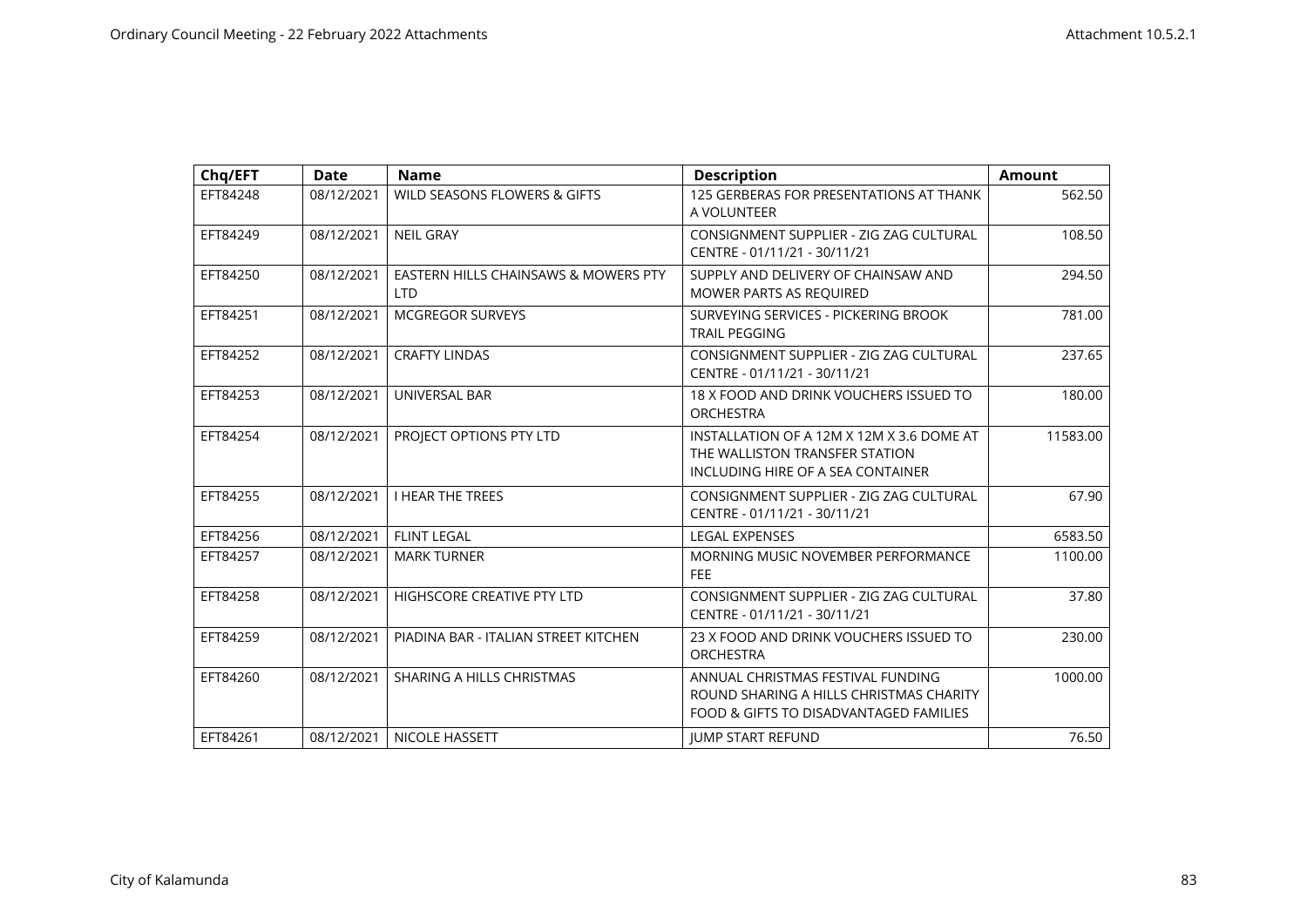| Chq/EFT | Date | Name | Description | Amount |
|---|---|---|---|---|
| EFT84248 | 08/12/2021 | WILD SEASONS FLOWERS & GIFTS | 125 GERBERAS FOR PRESENTATIONS AT THANK A VOLUNTEER | 562.50 |
| EFT84249 | 08/12/2021 | NEIL GRAY | CONSIGNMENT SUPPLIER - ZIG ZAG CULTURAL CENTRE - 01/11/21 - 30/11/21 | 108.50 |
| EFT84250 | 08/12/2021 | EASTERN HILLS CHAINSAWS & MOWERS PTY LTD | SUPPLY AND DELIVERY OF CHAINSAW AND MOWER PARTS AS REQUIRED | 294.50 |
| EFT84251 | 08/12/2021 | MCGREGOR SURVEYS | SURVEYING SERVICES - PICKERING BROOK TRAIL PEGGING | 781.00 |
| EFT84252 | 08/12/2021 | CRAFTY LINDAS | CONSIGNMENT SUPPLIER - ZIG ZAG CULTURAL CENTRE - 01/11/21 - 30/11/21 | 237.65 |
| EFT84253 | 08/12/2021 | UNIVERSAL BAR | 18 X FOOD AND DRINK VOUCHERS ISSUED TO ORCHESTRA | 180.00 |
| EFT84254 | 08/12/2021 | PROJECT OPTIONS PTY LTD | INSTALLATION OF A 12M X 12M X 3.6 DOME AT THE WALLISTON TRANSFER STATION INCLUDING HIRE OF A SEA CONTAINER | 11583.00 |
| EFT84255 | 08/12/2021 | I HEAR THE TREES | CONSIGNMENT SUPPLIER - ZIG ZAG CULTURAL CENTRE - 01/11/21 - 30/11/21 | 67.90 |
| EFT84256 | 08/12/2021 | FLINT LEGAL | LEGAL EXPENSES | 6583.50 |
| EFT84257 | 08/12/2021 | MARK TURNER | MORNING MUSIC NOVEMBER PERFORMANCE FEE | 1100.00 |
| EFT84258 | 08/12/2021 | HIGHSCORE CREATIVE PTY LTD | CONSIGNMENT SUPPLIER - ZIG ZAG CULTURAL CENTRE - 01/11/21 - 30/11/21 | 37.80 |
| EFT84259 | 08/12/2021 | PIADINA BAR - ITALIAN STREET KITCHEN | 23 X FOOD AND DRINK VOUCHERS ISSUED TO ORCHESTRA | 230.00 |
| EFT84260 | 08/12/2021 | SHARING A HILLS CHRISTMAS | ANNUAL CHRISTMAS FESTIVAL FUNDING ROUND SHARING A HILLS CHRISTMAS CHARITY FOOD & GIFTS TO DISADVANTAGED FAMILIES | 1000.00 |
| EFT84261 | 08/12/2021 | NICOLE HASSETT | JUMP START REFUND | 76.50 |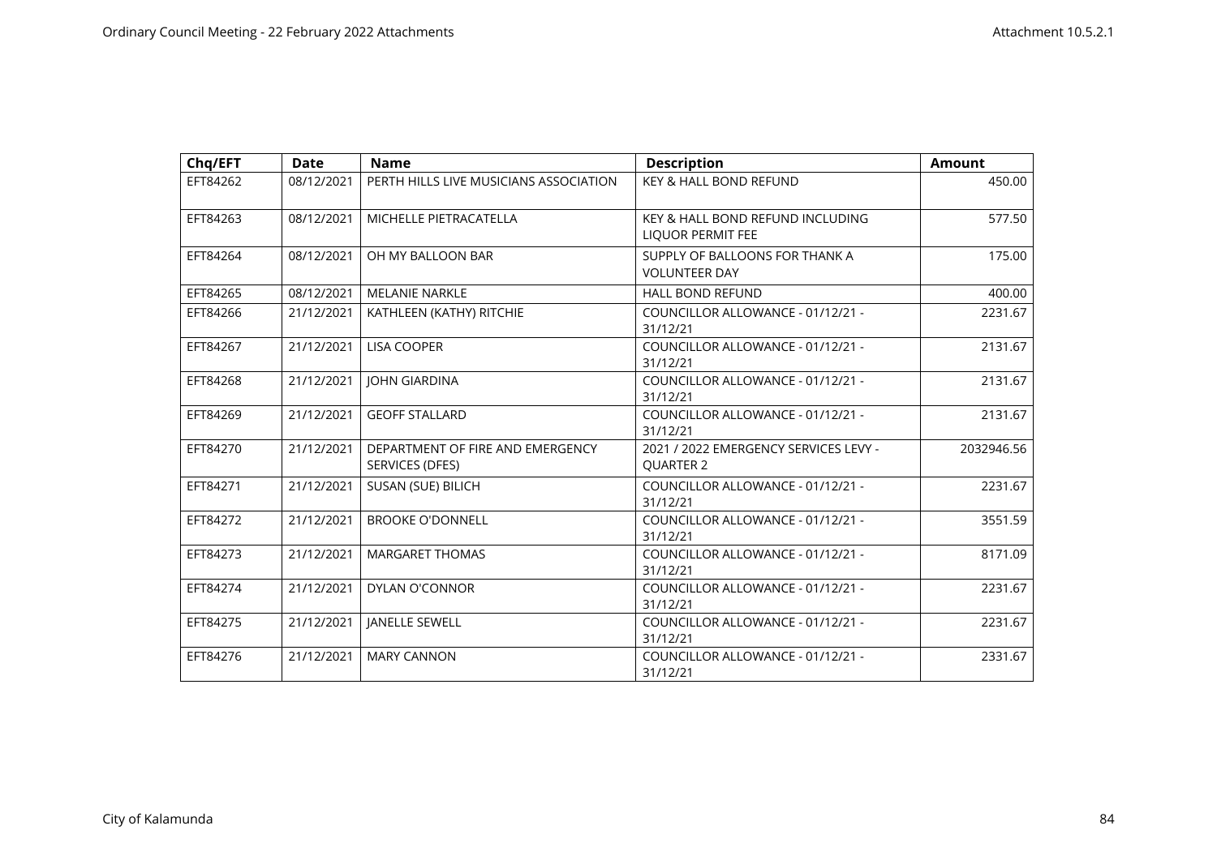| Chq/EFT | Date | Name | Description | Amount |
|---|---|---|---|---|
| EFT84262 | 08/12/2021 | PERTH HILLS LIVE MUSICIANS ASSOCIATION | KEY & HALL BOND REFUND | 450.00 |
| EFT84263 | 08/12/2021 | MICHELLE PIETRACATELLA | KEY & HALL BOND REFUND INCLUDING LIQUOR PERMIT FEE | 577.50 |
| EFT84264 | 08/12/2021 | OH MY BALLOON BAR | SUPPLY OF BALLOONS FOR THANK A VOLUNTEER DAY | 175.00 |
| EFT84265 | 08/12/2021 | MELANIE NARKLE | HALL BOND REFUND | 400.00 |
| EFT84266 | 21/12/2021 | KATHLEEN (KATHY) RITCHIE | COUNCILLOR ALLOWANCE - 01/12/21 - 31/12/21 | 2231.67 |
| EFT84267 | 21/12/2021 | LISA COOPER | COUNCILLOR ALLOWANCE - 01/12/21 - 31/12/21 | 2131.67 |
| EFT84268 | 21/12/2021 | JOHN GIARDINA | COUNCILLOR ALLOWANCE - 01/12/21 - 31/12/21 | 2131.67 |
| EFT84269 | 21/12/2021 | GEOFF STALLARD | COUNCILLOR ALLOWANCE - 01/12/21 - 31/12/21 | 2131.67 |
| EFT84270 | 21/12/2021 | DEPARTMENT OF FIRE AND EMERGENCY SERVICES (DFES) | 2021 / 2022 EMERGENCY SERVICES LEVY - QUARTER 2 | 2032946.56 |
| EFT84271 | 21/12/2021 | SUSAN (SUE) BILICH | COUNCILLOR ALLOWANCE - 01/12/21 - 31/12/21 | 2231.67 |
| EFT84272 | 21/12/2021 | BROOKE O'DONNELL | COUNCILLOR ALLOWANCE - 01/12/21 - 31/12/21 | 3551.59 |
| EFT84273 | 21/12/2021 | MARGARET THOMAS | COUNCILLOR ALLOWANCE - 01/12/21 - 31/12/21 | 8171.09 |
| EFT84274 | 21/12/2021 | DYLAN O'CONNOR | COUNCILLOR ALLOWANCE - 01/12/21 - 31/12/21 | 2231.67 |
| EFT84275 | 21/12/2021 | JANELLE SEWELL | COUNCILLOR ALLOWANCE - 01/12/21 - 31/12/21 | 2231.67 |
| EFT84276 | 21/12/2021 | MARY CANNON | COUNCILLOR ALLOWANCE - 01/12/21 - 31/12/21 | 2331.67 |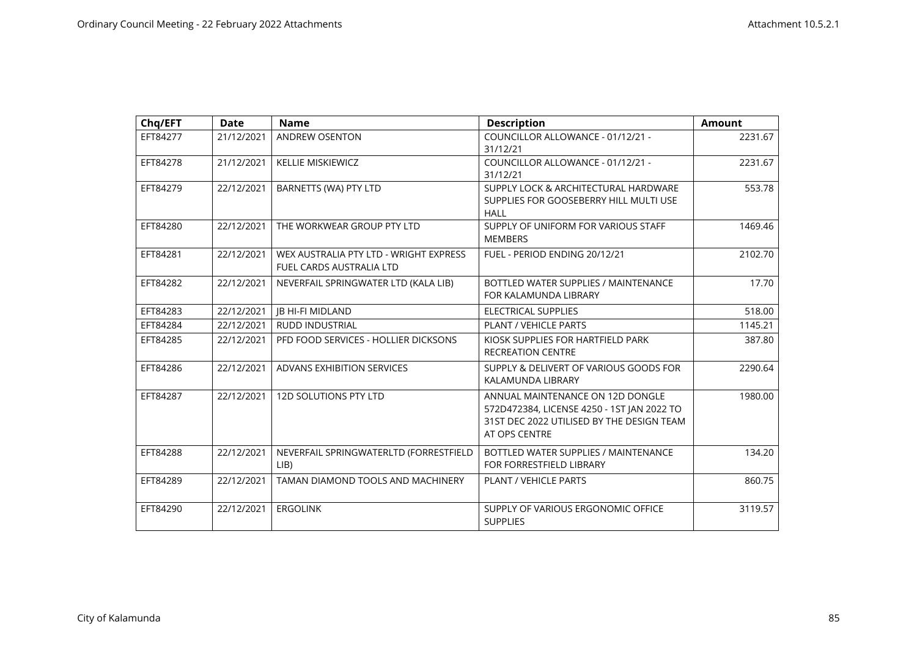| Chq/EFT | Date | Name | Description | Amount |
|---|---|---|---|---|
| EFT84277 | 21/12/2021 | ANDREW OSENTON | COUNCILLOR ALLOWANCE - 01/12/21 - 31/12/21 | 2231.67 |
| EFT84278 | 21/12/2021 | KELLIE MISKIEWICZ | COUNCILLOR ALLOWANCE - 01/12/21 - 31/12/21 | 2231.67 |
| EFT84279 | 22/12/2021 | BARNETTS (WA) PTY LTD | SUPPLY LOCK & ARCHITECTURAL HARDWARE SUPPLIES FOR GOOSEBERRY HILL MULTI USE HALL | 553.78 |
| EFT84280 | 22/12/2021 | THE WORKWEAR GROUP PTY LTD | SUPPLY OF UNIFORM FOR VARIOUS STAFF MEMBERS | 1469.46 |
| EFT84281 | 22/12/2021 | WEX AUSTRALIA PTY LTD - WRIGHT EXPRESS FUEL CARDS AUSTRALIA LTD | FUEL - PERIOD ENDING 20/12/21 | 2102.70 |
| EFT84282 | 22/12/2021 | NEVERFAIL SPRINGWATER LTD (KALA LIB) | BOTTLED WATER SUPPLIES / MAINTENANCE FOR KALAMUNDA LIBRARY | 17.70 |
| EFT84283 | 22/12/2021 | JB HI-FI MIDLAND | ELECTRICAL SUPPLIES | 518.00 |
| EFT84284 | 22/12/2021 | RUDD INDUSTRIAL | PLANT / VEHICLE PARTS | 1145.21 |
| EFT84285 | 22/12/2021 | PFD FOOD SERVICES - HOLLIER DICKSONS | KIOSK SUPPLIES FOR HARTFIELD PARK RECREATION CENTRE | 387.80 |
| EFT84286 | 22/12/2021 | ADVANS EXHIBITION SERVICES | SUPPLY & DELIVERT OF VARIOUS GOODS FOR KALAMUNDA LIBRARY | 2290.64 |
| EFT84287 | 22/12/2021 | 12D SOLUTIONS PTY LTD | ANNUAL MAINTENANCE ON 12D DONGLE 572D472384, LICENSE 4250 - 1ST JAN 2022 TO 31ST DEC 2022 UTILISED BY THE DESIGN TEAM AT OPS CENTRE | 1980.00 |
| EFT84288 | 22/12/2021 | NEVERFAIL SPRINGWATERLTD (FORRESTFIELD LIB) | BOTTLED WATER SUPPLIES / MAINTENANCE FOR FORRESTFIELD LIBRARY | 134.20 |
| EFT84289 | 22/12/2021 | TAMAN DIAMOND TOOLS AND MACHINERY | PLANT / VEHICLE PARTS | 860.75 |
| EFT84290 | 22/12/2021 | ERGOLINK | SUPPLY OF VARIOUS ERGONOMIC OFFICE SUPPLIES | 3119.57 |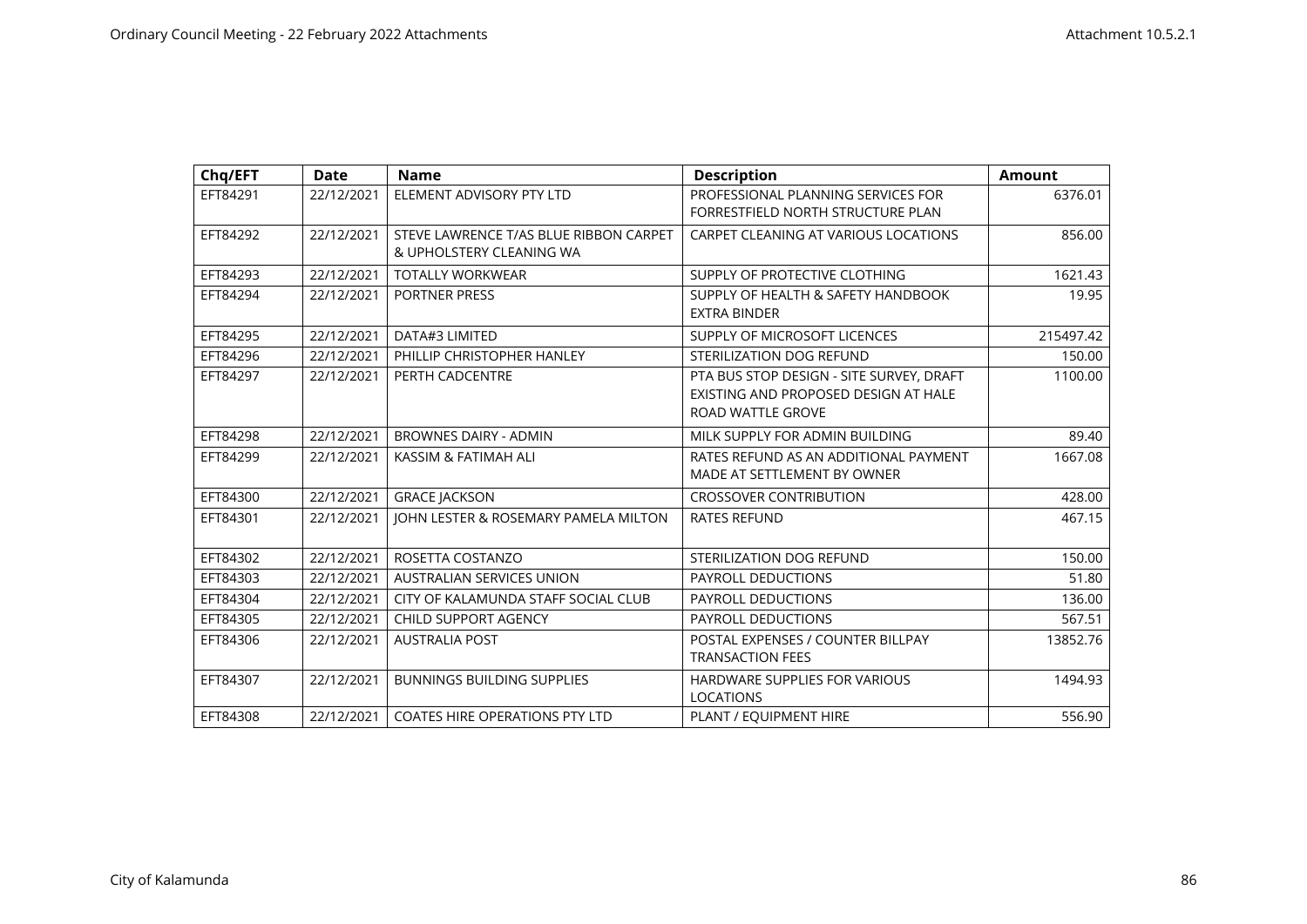| Chq/EFT | Date | Name | Description | Amount |
|---|---|---|---|---|
| EFT84291 | 22/12/2021 | ELEMENT ADVISORY PTY LTD | PROFESSIONAL PLANNING SERVICES FOR FORRESTFIELD NORTH STRUCTURE PLAN | 6376.01 |
| EFT84292 | 22/12/2021 | STEVE LAWRENCE T/AS BLUE RIBBON CARPET & UPHOLSTERY CLEANING WA | CARPET CLEANING AT VARIOUS LOCATIONS | 856.00 |
| EFT84293 | 22/12/2021 | TOTALLY WORKWEAR | SUPPLY OF PROTECTIVE CLOTHING | 1621.43 |
| EFT84294 | 22/12/2021 | PORTNER PRESS | SUPPLY OF HEALTH & SAFETY HANDBOOK EXTRA BINDER | 19.95 |
| EFT84295 | 22/12/2021 | DATA#3 LIMITED | SUPPLY OF MICROSOFT LICENCES | 215497.42 |
| EFT84296 | 22/12/2021 | PHILLIP CHRISTOPHER HANLEY | STERILIZATION DOG REFUND | 150.00 |
| EFT84297 | 22/12/2021 | PERTH CADCENTRE | PTA BUS STOP DESIGN - SITE SURVEY, DRAFT EXISTING AND PROPOSED DESIGN AT HALE ROAD WATTLE GROVE | 1100.00 |
| EFT84298 | 22/12/2021 | BROWNES DAIRY - ADMIN | MILK SUPPLY FOR ADMIN BUILDING | 89.40 |
| EFT84299 | 22/12/2021 | KASSIM & FATIMAH ALI | RATES REFUND AS AN ADDITIONAL PAYMENT MADE AT SETTLEMENT BY OWNER | 1667.08 |
| EFT84300 | 22/12/2021 | GRACE JACKSON | CROSSOVER CONTRIBUTION | 428.00 |
| EFT84301 | 22/12/2021 | JOHN LESTER & ROSEMARY PAMELA MILTON | RATES REFUND | 467.15 |
| EFT84302 | 22/12/2021 | ROSETTA COSTANZO | STERILIZATION DOG REFUND | 150.00 |
| EFT84303 | 22/12/2021 | AUSTRALIAN SERVICES UNION | PAYROLL DEDUCTIONS | 51.80 |
| EFT84304 | 22/12/2021 | CITY OF KALAMUNDA STAFF SOCIAL CLUB | PAYROLL DEDUCTIONS | 136.00 |
| EFT84305 | 22/12/2021 | CHILD SUPPORT AGENCY | PAYROLL DEDUCTIONS | 567.51 |
| EFT84306 | 22/12/2021 | AUSTRALIA POST | POSTAL EXPENSES / COUNTER BILLPAY TRANSACTION FEES | 13852.76 |
| EFT84307 | 22/12/2021 | BUNNINGS BUILDING SUPPLIES | HARDWARE SUPPLIES FOR VARIOUS LOCATIONS | 1494.93 |
| EFT84308 | 22/12/2021 | COATES HIRE OPERATIONS PTY LTD | PLANT / EQUIPMENT HIRE | 556.90 |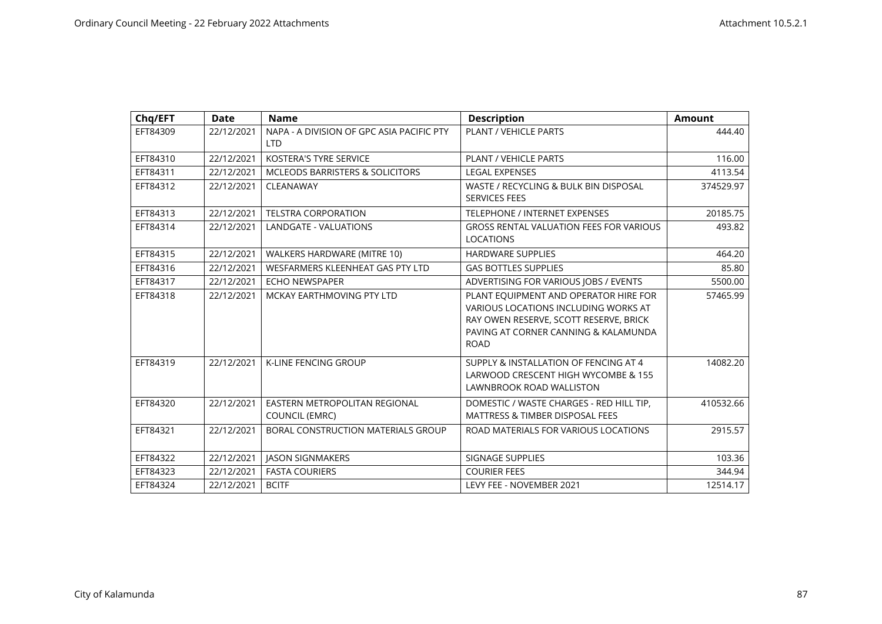| Chq/EFT | Date | Name | Description | Amount |
|---|---|---|---|---|
| EFT84309 | 22/12/2021 | NAPA - A DIVISION OF GPC ASIA PACIFIC PTY LTD | PLANT / VEHICLE PARTS | 444.40 |
| EFT84310 | 22/12/2021 | KOSTERA'S TYRE SERVICE | PLANT / VEHICLE PARTS | 116.00 |
| EFT84311 | 22/12/2021 | MCLEODS BARRISTERS & SOLICITORS | LEGAL EXPENSES | 4113.54 |
| EFT84312 | 22/12/2021 | CLEANAWAY | WASTE / RECYCLING & BULK BIN DISPOSAL SERVICES FEES | 374529.97 |
| EFT84313 | 22/12/2021 | TELSTRA CORPORATION | TELEPHONE / INTERNET EXPENSES | 20185.75 |
| EFT84314 | 22/12/2021 | LANDGATE - VALUATIONS | GROSS RENTAL VALUATION FEES FOR VARIOUS LOCATIONS | 493.82 |
| EFT84315 | 22/12/2021 | WALKERS HARDWARE (MITRE 10) | HARDWARE SUPPLIES | 464.20 |
| EFT84316 | 22/12/2021 | WESFARMERS KLEENHEAT GAS PTY LTD | GAS BOTTLES SUPPLIES | 85.80 |
| EFT84317 | 22/12/2021 | ECHO NEWSPAPER | ADVERTISING FOR VARIOUS JOBS / EVENTS | 5500.00 |
| EFT84318 | 22/12/2021 | MCKAY EARTHMOVING PTY LTD | PLANT EQUIPMENT AND OPERATOR HIRE FOR VARIOUS LOCATIONS INCLUDING WORKS AT RAY OWEN RESERVE, SCOTT RESERVE, BRICK PAVING AT CORNER CANNING & KALAMUNDA ROAD | 57465.99 |
| EFT84319 | 22/12/2021 | K-LINE FENCING GROUP | SUPPLY & INSTALLATION OF FENCING AT 4 LARWOOD CRESCENT HIGH WYCOMBE & 155 LAWNBROOK ROAD WALLISTON | 14082.20 |
| EFT84320 | 22/12/2021 | EASTERN METROPOLITAN REGIONAL COUNCIL (EMRC) | DOMESTIC / WASTE CHARGES - RED HILL TIP, MATTRESS & TIMBER DISPOSAL FEES | 410532.66 |
| EFT84321 | 22/12/2021 | BORAL CONSTRUCTION MATERIALS GROUP | ROAD MATERIALS FOR VARIOUS LOCATIONS | 2915.57 |
| EFT84322 | 22/12/2021 | JASON SIGNMAKERS | SIGNAGE SUPPLIES | 103.36 |
| EFT84323 | 22/12/2021 | FASTA COURIERS | COURIER FEES | 344.94 |
| EFT84324 | 22/12/2021 | BCITF | LEVY FEE - NOVEMBER 2021 | 12514.17 |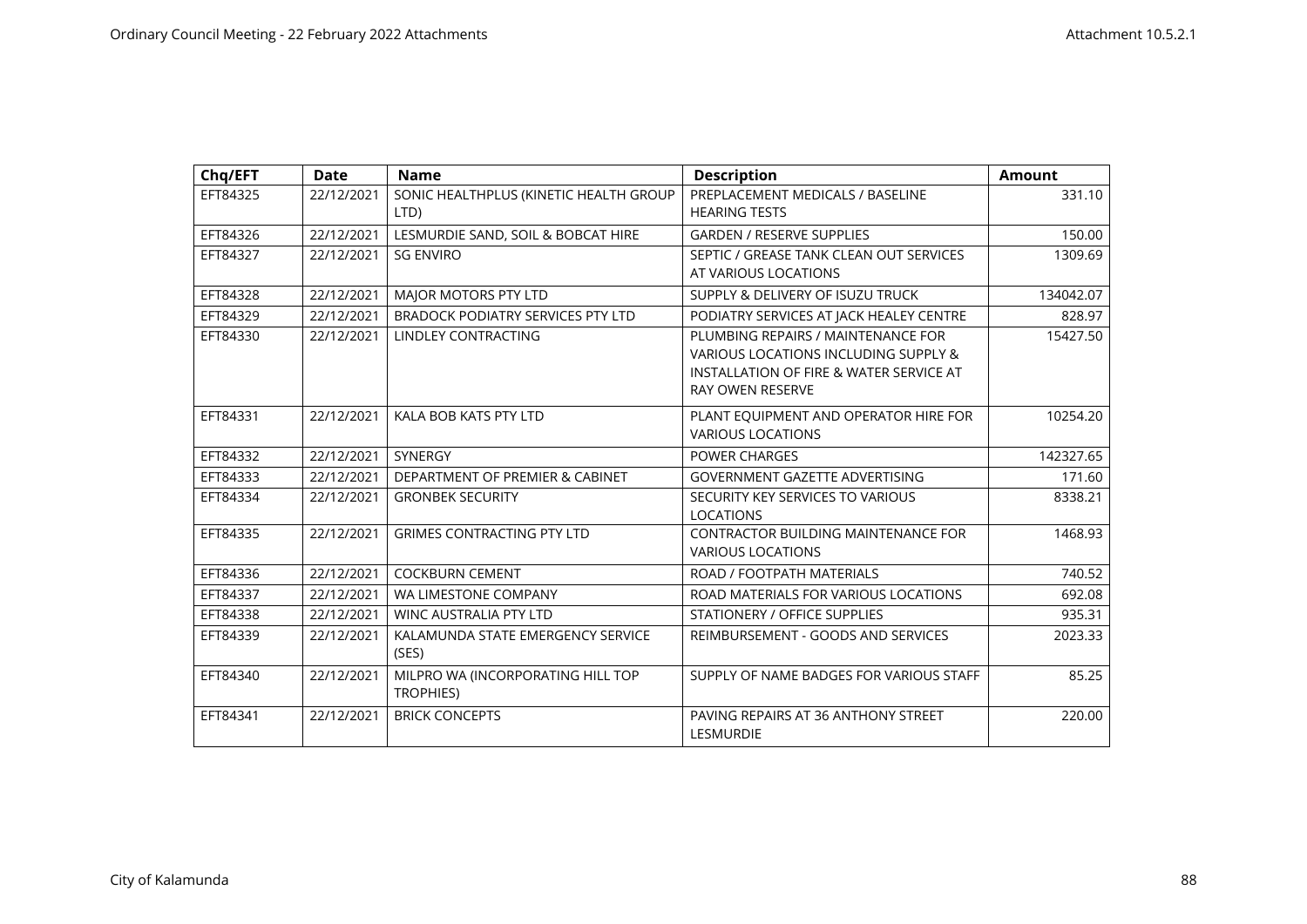| Chq/EFT | Date | Name | Description | Amount |
|---|---|---|---|---|
| EFT84325 | 22/12/2021 | SONIC HEALTHPLUS (KINETIC HEALTH GROUP LTD) | PREPLACEMENT MEDICALS / BASELINE HEARING TESTS | 331.10 |
| EFT84326 | 22/12/2021 | LESMURDIE SAND, SOIL & BOBCAT HIRE | GARDEN / RESERVE SUPPLIES | 150.00 |
| EFT84327 | 22/12/2021 | SG ENVIRO | SEPTIC / GREASE TANK CLEAN OUT SERVICES AT VARIOUS LOCATIONS | 1309.69 |
| EFT84328 | 22/12/2021 | MAJOR MOTORS PTY LTD | SUPPLY & DELIVERY OF ISUZU TRUCK | 134042.07 |
| EFT84329 | 22/12/2021 | BRADOCK PODIATRY SERVICES PTY LTD | PODIATRY SERVICES AT JACK HEALEY CENTRE | 828.97 |
| EFT84330 | 22/12/2021 | LINDLEY CONTRACTING | PLUMBING REPAIRS / MAINTENANCE FOR VARIOUS LOCATIONS INCLUDING SUPPLY & INSTALLATION OF FIRE & WATER SERVICE AT RAY OWEN RESERVE | 15427.50 |
| EFT84331 | 22/12/2021 | KALA BOB KATS PTY LTD | PLANT EQUIPMENT AND OPERATOR HIRE FOR VARIOUS LOCATIONS | 10254.20 |
| EFT84332 | 22/12/2021 | SYNERGY | POWER CHARGES | 142327.65 |
| EFT84333 | 22/12/2021 | DEPARTMENT OF PREMIER & CABINET | GOVERNMENT GAZETTE ADVERTISING | 171.60 |
| EFT84334 | 22/12/2021 | GRONBEK SECURITY | SECURITY KEY SERVICES TO VARIOUS LOCATIONS | 8338.21 |
| EFT84335 | 22/12/2021 | GRIMES CONTRACTING PTY LTD | CONTRACTOR BUILDING MAINTENANCE FOR VARIOUS LOCATIONS | 1468.93 |
| EFT84336 | 22/12/2021 | COCKBURN CEMENT | ROAD / FOOTPATH MATERIALS | 740.52 |
| EFT84337 | 22/12/2021 | WA LIMESTONE COMPANY | ROAD MATERIALS FOR VARIOUS LOCATIONS | 692.08 |
| EFT84338 | 22/12/2021 | WINC AUSTRALIA PTY LTD | STATIONERY / OFFICE SUPPLIES | 935.31 |
| EFT84339 | 22/12/2021 | KALAMUNDA STATE EMERGENCY SERVICE (SES) | REIMBURSEMENT - GOODS AND SERVICES | 2023.33 |
| EFT84340 | 22/12/2021 | MILPRO WA (INCORPORATING HILL TOP TROPHIES) | SUPPLY OF NAME BADGES FOR VARIOUS STAFF | 85.25 |
| EFT84341 | 22/12/2021 | BRICK CONCEPTS | PAVING REPAIRS AT 36 ANTHONY STREET LESMURDIE | 220.00 |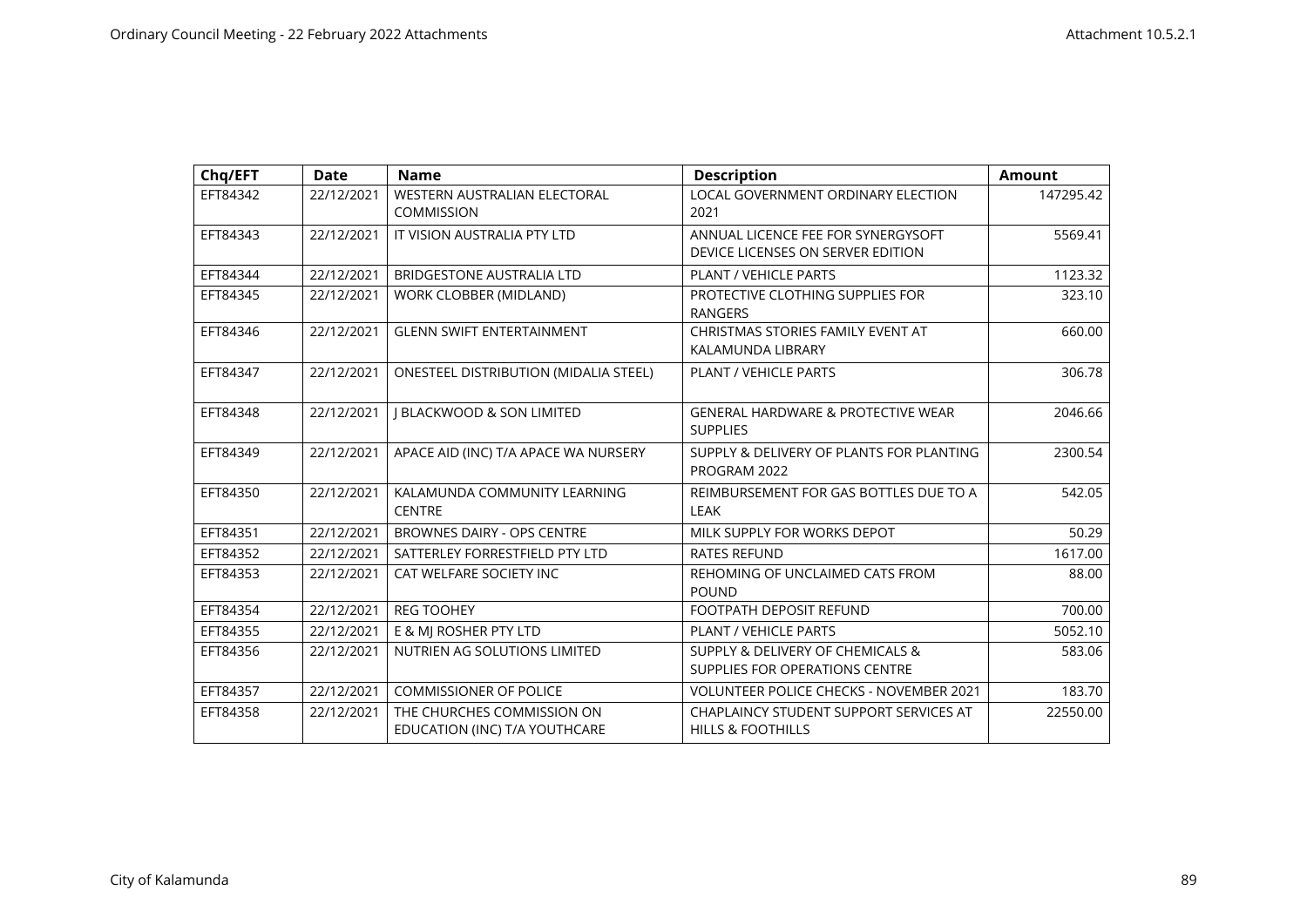| Chq/EFT | Date | Name | Description | Amount |
|---|---|---|---|---|
| EFT84342 | 22/12/2021 | WESTERN AUSTRALIAN ELECTORAL COMMISSION | LOCAL GOVERNMENT ORDINARY ELECTION 2021 | 147295.42 |
| EFT84343 | 22/12/2021 | IT VISION AUSTRALIA PTY LTD | ANNUAL LICENCE FEE FOR SYNERGYSOFT DEVICE LICENSES ON SERVER EDITION | 5569.41 |
| EFT84344 | 22/12/2021 | BRIDGESTONE AUSTRALIA LTD | PLANT / VEHICLE PARTS | 1123.32 |
| EFT84345 | 22/12/2021 | WORK CLOBBER (MIDLAND) | PROTECTIVE CLOTHING SUPPLIES FOR RANGERS | 323.10 |
| EFT84346 | 22/12/2021 | GLENN SWIFT ENTERTAINMENT | CHRISTMAS STORIES FAMILY EVENT AT KALAMUNDA LIBRARY | 660.00 |
| EFT84347 | 22/12/2021 | ONESTEEL DISTRIBUTION (MIDALIA STEEL) | PLANT / VEHICLE PARTS | 306.78 |
| EFT84348 | 22/12/2021 | J BLACKWOOD & SON LIMITED | GENERAL HARDWARE & PROTECTIVE WEAR SUPPLIES | 2046.66 |
| EFT84349 | 22/12/2021 | APACE AID (INC) T/A APACE WA NURSERY | SUPPLY & DELIVERY OF PLANTS FOR PLANTING PROGRAM 2022 | 2300.54 |
| EFT84350 | 22/12/2021 | KALAMUNDA COMMUNITY LEARNING CENTRE | REIMBURSEMENT FOR GAS BOTTLES DUE TO A LEAK | 542.05 |
| EFT84351 | 22/12/2021 | BROWNES DAIRY - OPS CENTRE | MILK SUPPLY FOR WORKS DEPOT | 50.29 |
| EFT84352 | 22/12/2021 | SATTERLEY FORRESTFIELD PTY LTD | RATES REFUND | 1617.00 |
| EFT84353 | 22/12/2021 | CAT WELFARE SOCIETY INC | REHOMING OF UNCLAIMED CATS FROM POUND | 88.00 |
| EFT84354 | 22/12/2021 | REG TOOHEY | FOOTPATH DEPOSIT REFUND | 700.00 |
| EFT84355 | 22/12/2021 | E & MJ ROSHER PTY LTD | PLANT / VEHICLE PARTS | 5052.10 |
| EFT84356 | 22/12/2021 | NUTRIEN AG SOLUTIONS LIMITED | SUPPLY & DELIVERY OF CHEMICALS & SUPPLIES FOR OPERATIONS CENTRE | 583.06 |
| EFT84357 | 22/12/2021 | COMMISSIONER OF POLICE | VOLUNTEER POLICE CHECKS - NOVEMBER 2021 | 183.70 |
| EFT84358 | 22/12/2021 | THE CHURCHES COMMISSION ON EDUCATION (INC) T/A YOUTHCARE | CHAPLAINCY STUDENT SUPPORT SERVICES AT HILLS & FOOTHILLS | 22550.00 |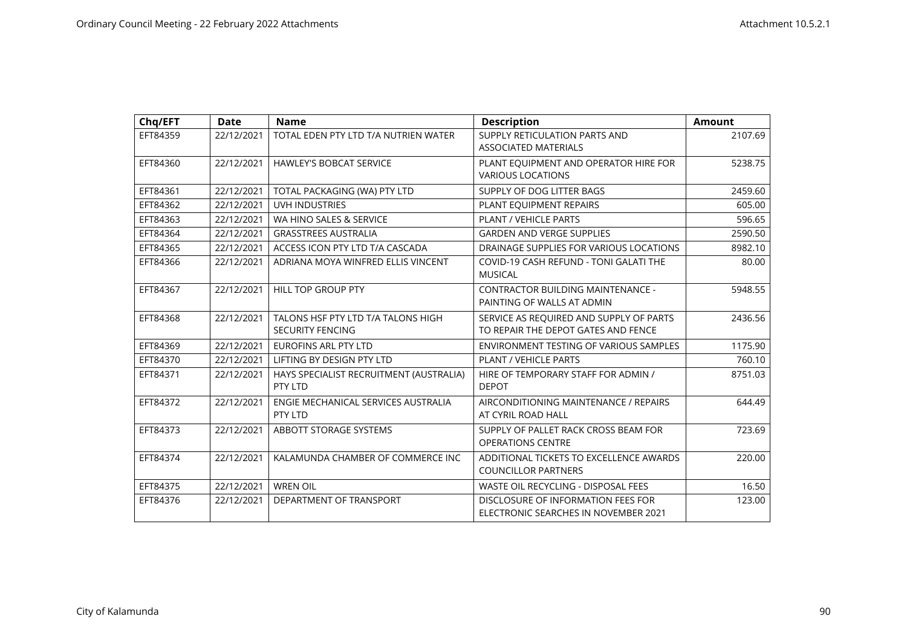| Chq/EFT | Date | Name | Description | Amount |
|---|---|---|---|---|
| EFT84359 | 22/12/2021 | TOTAL EDEN PTY LTD T/A NUTRIEN WATER | SUPPLY RETICULATION PARTS AND ASSOCIATED MATERIALS | 2107.69 |
| EFT84360 | 22/12/2021 | HAWLEY'S BOBCAT SERVICE | PLANT EQUIPMENT AND OPERATOR HIRE FOR VARIOUS LOCATIONS | 5238.75 |
| EFT84361 | 22/12/2021 | TOTAL PACKAGING (WA) PTY LTD | SUPPLY OF DOG LITTER BAGS | 2459.60 |
| EFT84362 | 22/12/2021 | UVH INDUSTRIES | PLANT EQUIPMENT REPAIRS | 605.00 |
| EFT84363 | 22/12/2021 | WA HINO SALES & SERVICE | PLANT / VEHICLE PARTS | 596.65 |
| EFT84364 | 22/12/2021 | GRASSTREES AUSTRALIA | GARDEN AND VERGE SUPPLIES | 2590.50 |
| EFT84365 | 22/12/2021 | ACCESS ICON PTY LTD T/A CASCADA | DRAINAGE SUPPLIES FOR VARIOUS LOCATIONS | 8982.10 |
| EFT84366 | 22/12/2021 | ADRIANA MOYA WINFRED ELLIS VINCENT | COVID-19 CASH REFUND - TONI GALATI THE MUSICAL | 80.00 |
| EFT84367 | 22/12/2021 | HILL TOP GROUP PTY | CONTRACTOR BUILDING MAINTENANCE - PAINTING OF WALLS AT ADMIN | 5948.55 |
| EFT84368 | 22/12/2021 | TALONS HSF PTY LTD T/A TALONS HIGH SECURITY FENCING | SERVICE AS REQUIRED AND SUPPLY OF PARTS TO REPAIR THE DEPOT GATES AND FENCE | 2436.56 |
| EFT84369 | 22/12/2021 | EUROFINS ARL PTY LTD | ENVIRONMENT TESTING OF VARIOUS SAMPLES | 1175.90 |
| EFT84370 | 22/12/2021 | LIFTING BY DESIGN PTY LTD | PLANT / VEHICLE PARTS | 760.10 |
| EFT84371 | 22/12/2021 | HAYS SPECIALIST RECRUITMENT (AUSTRALIA) PTY LTD | HIRE OF TEMPORARY STAFF FOR ADMIN / DEPOT | 8751.03 |
| EFT84372 | 22/12/2021 | ENGIE MECHANICAL SERVICES AUSTRALIA PTY LTD | AIRCONDITIONING MAINTENANCE / REPAIRS AT CYRIL ROAD HALL | 644.49 |
| EFT84373 | 22/12/2021 | ABBOTT STORAGE SYSTEMS | SUPPLY OF PALLET RACK CROSS BEAM FOR OPERATIONS CENTRE | 723.69 |
| EFT84374 | 22/12/2021 | KALAMUNDA CHAMBER OF COMMERCE INC | ADDITIONAL TICKETS TO EXCELLENCE AWARDS COUNCILLOR PARTNERS | 220.00 |
| EFT84375 | 22/12/2021 | WREN OIL | WASTE OIL RECYCLING - DISPOSAL FEES | 16.50 |
| EFT84376 | 22/12/2021 | DEPARTMENT OF TRANSPORT | DISCLOSURE OF INFORMATION FEES FOR ELECTRONIC SEARCHES IN NOVEMBER 2021 | 123.00 |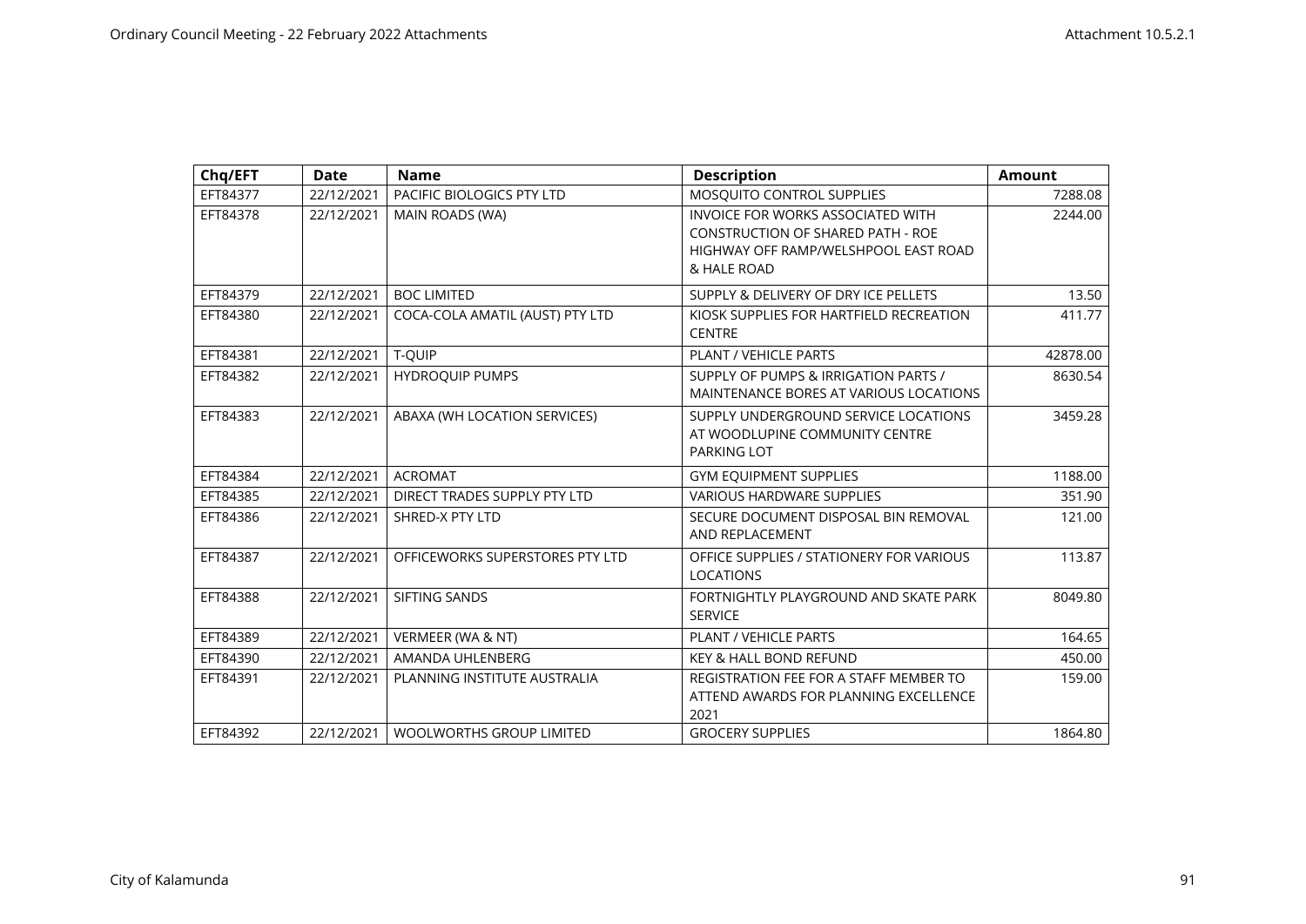| Chq/EFT | Date | Name | Description | Amount |
|---|---|---|---|---|
| EFT84377 | 22/12/2021 | PACIFIC BIOLOGICS PTY LTD | MOSQUITO CONTROL SUPPLIES | 7288.08 |
| EFT84378 | 22/12/2021 | MAIN ROADS (WA) | INVOICE FOR WORKS ASSOCIATED WITH CONSTRUCTION OF SHARED PATH - ROE HIGHWAY OFF RAMP/WELSHPOOL EAST ROAD & HALE ROAD | 2244.00 |
| EFT84379 | 22/12/2021 | BOC LIMITED | SUPPLY & DELIVERY OF DRY ICE PELLETS | 13.50 |
| EFT84380 | 22/12/2021 | COCA-COLA AMATIL (AUST) PTY LTD | KIOSK SUPPLIES FOR HARTFIELD RECREATION CENTRE | 411.77 |
| EFT84381 | 22/12/2021 | T-QUIP | PLANT / VEHICLE PARTS | 42878.00 |
| EFT84382 | 22/12/2021 | HYDROQUIP PUMPS | SUPPLY OF PUMPS & IRRIGATION PARTS / MAINTENANCE BORES AT VARIOUS LOCATIONS | 8630.54 |
| EFT84383 | 22/12/2021 | ABAXA (WH LOCATION SERVICES) | SUPPLY UNDERGROUND SERVICE LOCATIONS AT WOODLUPINE COMMUNITY CENTRE PARKING LOT | 3459.28 |
| EFT84384 | 22/12/2021 | ACROMAT | GYM EQUIPMENT SUPPLIES | 1188.00 |
| EFT84385 | 22/12/2021 | DIRECT TRADES SUPPLY PTY LTD | VARIOUS HARDWARE SUPPLIES | 351.90 |
| EFT84386 | 22/12/2021 | SHRED-X PTY LTD | SECURE DOCUMENT DISPOSAL BIN REMOVAL AND REPLACEMENT | 121.00 |
| EFT84387 | 22/12/2021 | OFFICEWORKS SUPERSTORES PTY LTD | OFFICE SUPPLIES / STATIONERY FOR VARIOUS LOCATIONS | 113.87 |
| EFT84388 | 22/12/2021 | SIFTING SANDS | FORTNIGHTLY PLAYGROUND AND SKATE PARK SERVICE | 8049.80 |
| EFT84389 | 22/12/2021 | VERMEER (WA & NT) | PLANT / VEHICLE PARTS | 164.65 |
| EFT84390 | 22/12/2021 | AMANDA UHLENBERG | KEY & HALL BOND REFUND | 450.00 |
| EFT84391 | 22/12/2021 | PLANNING INSTITUTE AUSTRALIA | REGISTRATION FEE FOR A STAFF MEMBER TO ATTEND AWARDS FOR PLANNING EXCELLENCE 2021 | 159.00 |
| EFT84392 | 22/12/2021 | WOOLWORTHS GROUP LIMITED | GROCERY SUPPLIES | 1864.80 |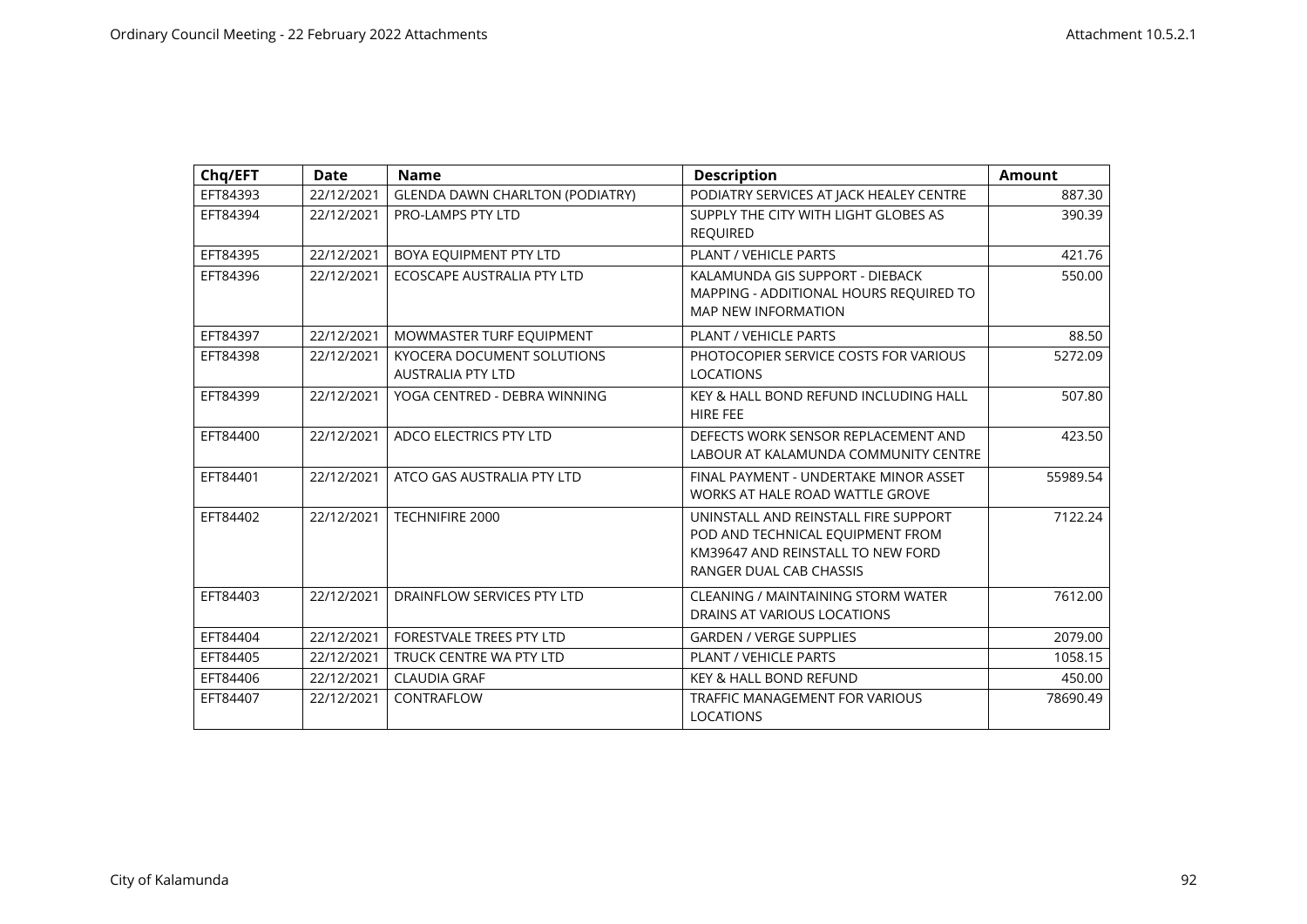| Chq/EFT | Date | Name | Description | Amount |
|---|---|---|---|---|
| EFT84393 | 22/12/2021 | GLENDA DAWN CHARLTON (PODIATRY) | PODIATRY SERVICES AT JACK HEALEY CENTRE | 887.30 |
| EFT84394 | 22/12/2021 | PRO-LAMPS PTY LTD | SUPPLY THE CITY WITH LIGHT GLOBES AS REQUIRED | 390.39 |
| EFT84395 | 22/12/2021 | BOYA EQUIPMENT PTY LTD | PLANT / VEHICLE PARTS | 421.76 |
| EFT84396 | 22/12/2021 | ECOSCAPE AUSTRALIA PTY LTD | KALAMUNDA GIS SUPPORT - DIEBACK MAPPING - ADDITIONAL HOURS REQUIRED TO MAP NEW INFORMATION | 550.00 |
| EFT84397 | 22/12/2021 | MOWMASTER TURF EQUIPMENT | PLANT / VEHICLE PARTS | 88.50 |
| EFT84398 | 22/12/2021 | KYOCERA DOCUMENT SOLUTIONS AUSTRALIA PTY LTD | PHOTOCOPIER SERVICE COSTS FOR VARIOUS LOCATIONS | 5272.09 |
| EFT84399 | 22/12/2021 | YOGA CENTRED - DEBRA WINNING | KEY & HALL BOND REFUND INCLUDING HALL HIRE FEE | 507.80 |
| EFT84400 | 22/12/2021 | ADCO ELECTRICS PTY LTD | DEFECTS WORK SENSOR REPLACEMENT AND LABOUR AT KALAMUNDA COMMUNITY CENTRE | 423.50 |
| EFT84401 | 22/12/2021 | ATCO GAS AUSTRALIA PTY LTD | FINAL PAYMENT - UNDERTAKE MINOR ASSET WORKS AT HALE ROAD WATTLE GROVE | 55989.54 |
| EFT84402 | 22/12/2021 | TECHNIFIRE 2000 | UNINSTALL AND REINSTALL FIRE SUPPORT POD AND TECHNICAL EQUIPMENT FROM KM39647 AND REINSTALL TO NEW FORD RANGER DUAL CAB CHASSIS | 7122.24 |
| EFT84403 | 22/12/2021 | DRAINFLOW SERVICES PTY LTD | CLEANING / MAINTAINING STORM WATER DRAINS AT VARIOUS LOCATIONS | 7612.00 |
| EFT84404 | 22/12/2021 | FORESTVALE TREES PTY LTD | GARDEN / VERGE SUPPLIES | 2079.00 |
| EFT84405 | 22/12/2021 | TRUCK CENTRE WA PTY LTD | PLANT / VEHICLE PARTS | 1058.15 |
| EFT84406 | 22/12/2021 | CLAUDIA GRAF | KEY & HALL BOND REFUND | 450.00 |
| EFT84407 | 22/12/2021 | CONTRAFLOW | TRAFFIC MANAGEMENT FOR VARIOUS LOCATIONS | 78690.49 |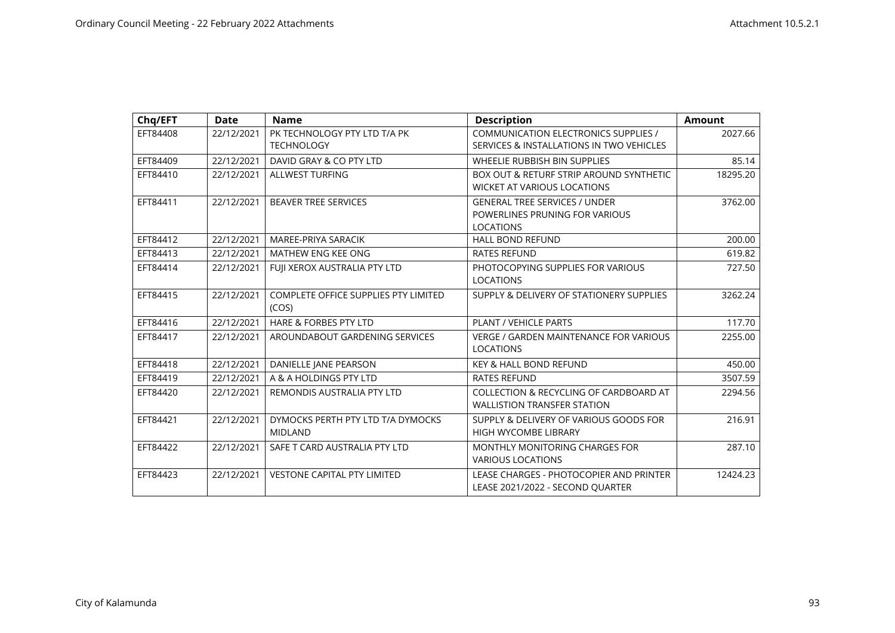| Chq/EFT | Date | Name | Description | Amount |
|---|---|---|---|---|
| EFT84408 | 22/12/2021 | PK TECHNOLOGY PTY LTD T/A PK TECHNOLOGY | COMMUNICATION ELECTRONICS SUPPLIES / SERVICES & INSTALLATIONS IN TWO VEHICLES | 2027.66 |
| EFT84409 | 22/12/2021 | DAVID GRAY & CO PTY LTD | WHEELIE RUBBISH BIN SUPPLIES | 85.14 |
| EFT84410 | 22/12/2021 | ALLWEST TURFING | BOX OUT & RETURF STRIP AROUND SYNTHETIC WICKET AT VARIOUS LOCATIONS | 18295.20 |
| EFT84411 | 22/12/2021 | BEAVER TREE SERVICES | GENERAL TREE SERVICES / UNDER POWERLINES PRUNING FOR VARIOUS LOCATIONS | 3762.00 |
| EFT84412 | 22/12/2021 | MAREE-PRIYA SARACIK | HALL BOND REFUND | 200.00 |
| EFT84413 | 22/12/2021 | MATHEW ENG KEE ONG | RATES REFUND | 619.82 |
| EFT84414 | 22/12/2021 | FUJI XEROX AUSTRALIA PTY LTD | PHOTOCOPYING SUPPLIES FOR VARIOUS LOCATIONS | 727.50 |
| EFT84415 | 22/12/2021 | COMPLETE OFFICE SUPPLIES PTY LIMITED (COS) | SUPPLY & DELIVERY OF STATIONERY SUPPLIES | 3262.24 |
| EFT84416 | 22/12/2021 | HARE & FORBES PTY LTD | PLANT / VEHICLE PARTS | 117.70 |
| EFT84417 | 22/12/2021 | AROUNDABOUT GARDENING SERVICES | VERGE / GARDEN MAINTENANCE FOR VARIOUS LOCATIONS | 2255.00 |
| EFT84418 | 22/12/2021 | DANIELLE JANE PEARSON | KEY & HALL BOND REFUND | 450.00 |
| EFT84419 | 22/12/2021 | A & A HOLDINGS PTY LTD | RATES REFUND | 3507.59 |
| EFT84420 | 22/12/2021 | REMONDIS AUSTRALIA PTY LTD | COLLECTION & RECYCLING OF CARDBOARD AT WALLISTION TRANSFER STATION | 2294.56 |
| EFT84421 | 22/12/2021 | DYMOCKS PERTH PTY LTD T/A DYMOCKS MIDLAND | SUPPLY & DELIVERY OF VARIOUS GOODS FOR HIGH WYCOMBE LIBRARY | 216.91 |
| EFT84422 | 22/12/2021 | SAFE T CARD AUSTRALIA PTY LTD | MONTHLY MONITORING CHARGES FOR VARIOUS LOCATIONS | 287.10 |
| EFT84423 | 22/12/2021 | VESTONE CAPITAL PTY LIMITED | LEASE CHARGES - PHOTOCOPIER AND PRINTER LEASE 2021/2022 - SECOND QUARTER | 12424.23 |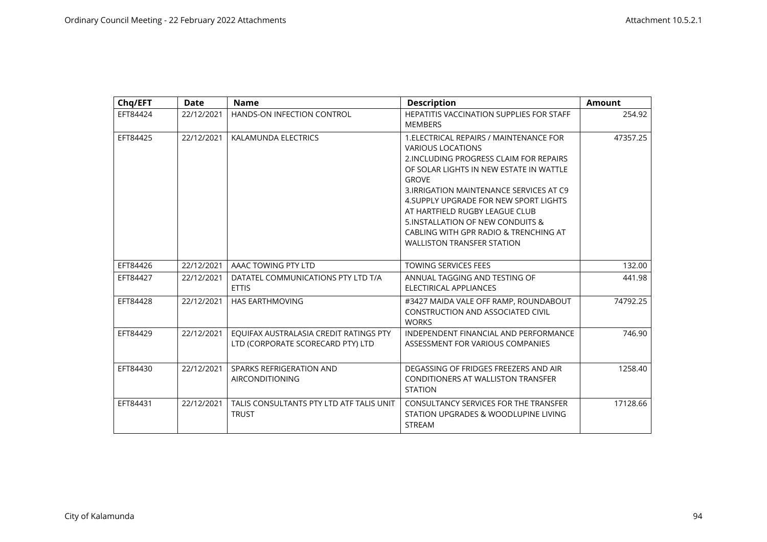| Chq/EFT | Date | Name | Description | Amount |
|---|---|---|---|---|
| EFT84424 | 22/12/2021 | HANDS-ON INFECTION CONTROL | HEPATITIS VACCINATION SUPPLIES FOR STAFF MEMBERS | 254.92 |
| EFT84425 | 22/12/2021 | KALAMUNDA ELECTRICS | 1.ELECTRICAL REPAIRS / MAINTENANCE FOR VARIOUS LOCATIONS 2.INCLUDING PROGRESS CLAIM FOR REPAIRS OF SOLAR LIGHTS IN NEW ESTATE IN WATTLE GROVE 3.IRRIGATION MAINTENANCE SERVICES AT C9 4.SUPPLY UPGRADE FOR NEW SPORT LIGHTS AT HARTFIELD RUGBY LEAGUE CLUB 5.INSTALLATION OF NEW CONDUITS & CABLING WITH GPR RADIO & TRENCHING AT WALLISTON TRANSFER STATION | 47357.25 |
| EFT84426 | 22/12/2021 | AAAC TOWING PTY LTD | TOWING SERVICES FEES | 132.00 |
| EFT84427 | 22/12/2021 | DATATEL COMMUNICATIONS PTY LTD T/A ETTIS | ANNUAL TAGGING AND TESTING OF ELECTIRICAL APPLIANCES | 441.98 |
| EFT84428 | 22/12/2021 | HAS EARTHMOVING | #3427 MAIDA VALE OFF RAMP, ROUNDABOUT CONSTRUCTION AND ASSOCIATED CIVIL WORKS | 74792.25 |
| EFT84429 | 22/12/2021 | EQUIFAX AUSTRALASIA CREDIT RATINGS PTY LTD (CORPORATE SCORECARD PTY) LTD | INDEPENDENT FINANCIAL AND PERFORMANCE ASSESSMENT FOR VARIOUS COMPANIES | 746.90 |
| EFT84430 | 22/12/2021 | SPARKS REFRIGERATION AND AIRCONDITIONING | DEGASSING OF FRIDGES FREEZERS AND AIR CONDITIONERS AT WALLISTON TRANSFER STATION | 1258.40 |
| EFT84431 | 22/12/2021 | TALIS CONSULTANTS PTY LTD ATF TALIS UNIT TRUST | CONSULTANCY SERVICES FOR THE TRANSFER STATION UPGRADES & WOODLUPINE LIVING STREAM | 17128.66 |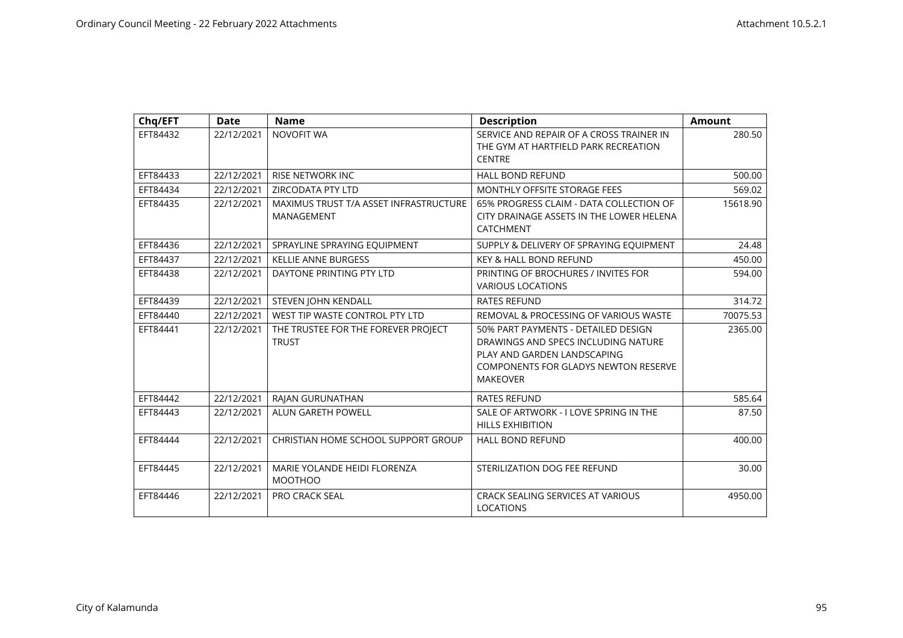| Chq/EFT | Date | Name | Description | Amount |
|---|---|---|---|---|
| EFT84432 | 22/12/2021 | NOVOFIT WA | SERVICE AND REPAIR OF A CROSS TRAINER IN THE GYM AT HARTFIELD PARK RECREATION CENTRE | 280.50 |
| EFT84433 | 22/12/2021 | RISE NETWORK INC | HALL BOND REFUND | 500.00 |
| EFT84434 | 22/12/2021 | ZIRCODATA PTY LTD | MONTHLY OFFSITE STORAGE FEES | 569.02 |
| EFT84435 | 22/12/2021 | MAXIMUS TRUST T/A ASSET INFRASTRUCTURE MANAGEMENT | 65% PROGRESS CLAIM - DATA COLLECTION OF CITY DRAINAGE ASSETS IN THE LOWER HELENA CATCHMENT | 15618.90 |
| EFT84436 | 22/12/2021 | SPRAYLINE SPRAYING EQUIPMENT | SUPPLY & DELIVERY OF SPRAYING EQUIPMENT | 24.48 |
| EFT84437 | 22/12/2021 | KELLIE ANNE BURGESS | KEY & HALL BOND REFUND | 450.00 |
| EFT84438 | 22/12/2021 | DAYTONE PRINTING PTY LTD | PRINTING OF BROCHURES / INVITES FOR VARIOUS LOCATIONS | 594.00 |
| EFT84439 | 22/12/2021 | STEVEN JOHN KENDALL | RATES REFUND | 314.72 |
| EFT84440 | 22/12/2021 | WEST TIP WASTE CONTROL PTY LTD | REMOVAL & PROCESSING OF VARIOUS WASTE | 70075.53 |
| EFT84441 | 22/12/2021 | THE TRUSTEE FOR THE FOREVER PROJECT TRUST | 50% PART PAYMENTS - DETAILED DESIGN DRAWINGS AND SPECS INCLUDING NATURE PLAY AND GARDEN LANDSCAPING COMPONENTS FOR GLADYS NEWTON RESERVE MAKEOVER | 2365.00 |
| EFT84442 | 22/12/2021 | RAJAN GURUNATHAN | RATES REFUND | 585.64 |
| EFT84443 | 22/12/2021 | ALUN GARETH POWELL | SALE OF ARTWORK - I LOVE SPRING IN THE HILLS EXHIBITION | 87.50 |
| EFT84444 | 22/12/2021 | CHRISTIAN HOME SCHOOL SUPPORT GROUP | HALL BOND REFUND | 400.00 |
| EFT84445 | 22/12/2021 | MARIE YOLANDE HEIDI FLORENZA MOOTHOO | STERILIZATION DOG FEE REFUND | 30.00 |
| EFT84446 | 22/12/2021 | PRO CRACK SEAL | CRACK SEALING SERVICES AT VARIOUS LOCATIONS | 4950.00 |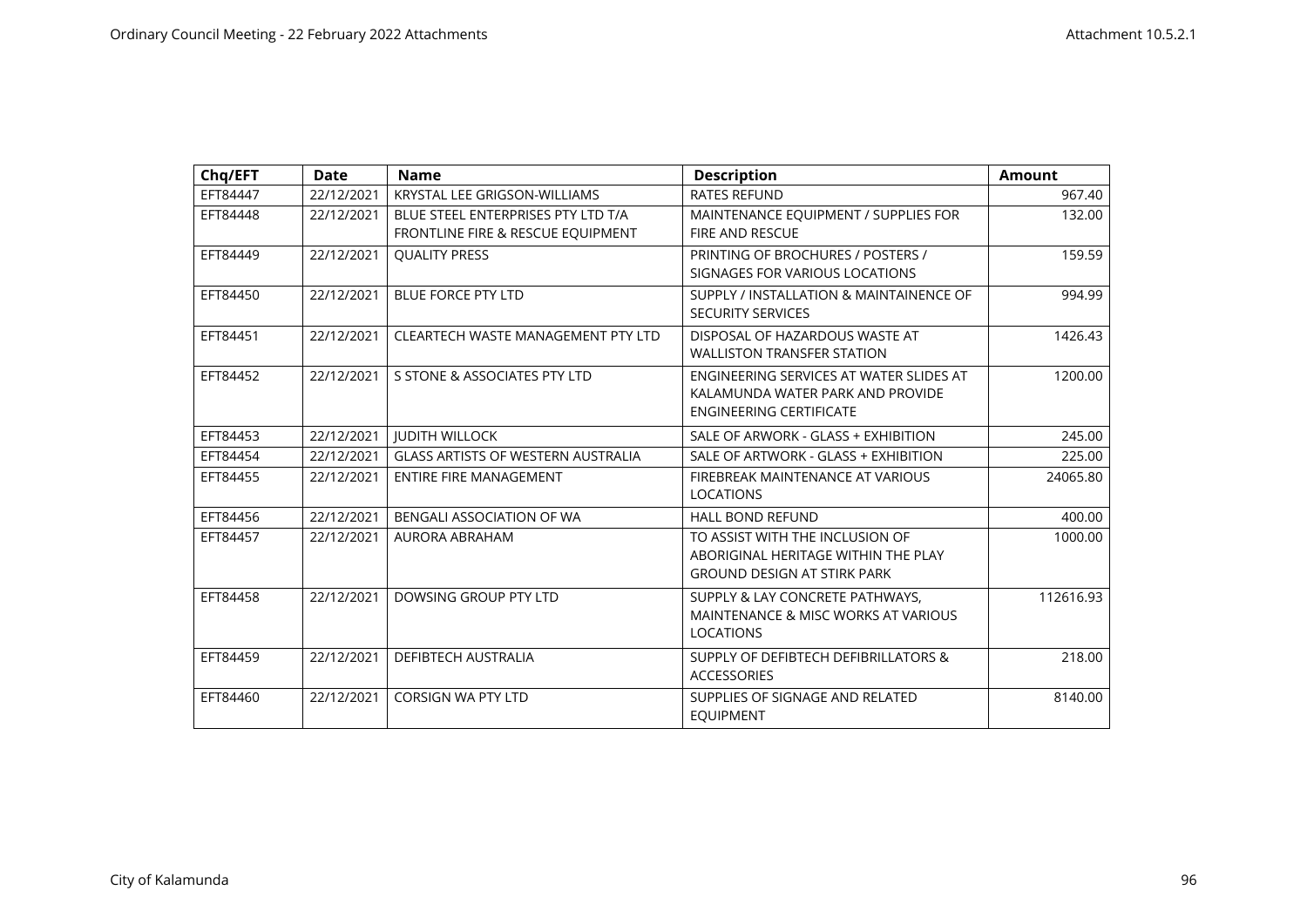| Chq/EFT | Date | Name | Description | Amount |
|---|---|---|---|---|
| EFT84447 | 22/12/2021 | KRYSTAL LEE GRIGSON-WILLIAMS | RATES REFUND | 967.40 |
| EFT84448 | 22/12/2021 | BLUE STEEL ENTERPRISES PTY LTD T/A FRONTLINE FIRE & RESCUE EQUIPMENT | MAINTENANCE EQUIPMENT / SUPPLIES FOR FIRE AND RESCUE | 132.00 |
| EFT84449 | 22/12/2021 | QUALITY PRESS | PRINTING OF BROCHURES / POSTERS / SIGNAGES FOR VARIOUS LOCATIONS | 159.59 |
| EFT84450 | 22/12/2021 | BLUE FORCE PTY LTD | SUPPLY / INSTALLATION & MAINTAINENCE OF SECURITY SERVICES | 994.99 |
| EFT84451 | 22/12/2021 | CLEARTECH WASTE MANAGEMENT PTY LTD | DISPOSAL OF HAZARDOUS WASTE AT WALLISTON TRANSFER STATION | 1426.43 |
| EFT84452 | 22/12/2021 | S STONE & ASSOCIATES PTY LTD | ENGINEERING SERVICES AT WATER SLIDES AT KALAMUNDA WATER PARK AND PROVIDE ENGINEERING CERTIFICATE | 1200.00 |
| EFT84453 | 22/12/2021 | JUDITH WILLOCK | SALE OF ARWORK - GLASS + EXHIBITION | 245.00 |
| EFT84454 | 22/12/2021 | GLASS ARTISTS OF WESTERN AUSTRALIA | SALE OF ARTWORK - GLASS + EXHIBITION | 225.00 |
| EFT84455 | 22/12/2021 | ENTIRE FIRE MANAGEMENT | FIREBREAK MAINTENANCE AT VARIOUS LOCATIONS | 24065.80 |
| EFT84456 | 22/12/2021 | BENGALI ASSOCIATION OF WA | HALL BOND REFUND | 400.00 |
| EFT84457 | 22/12/2021 | AURORA ABRAHAM | TO ASSIST WITH THE INCLUSION OF ABORIGINAL HERITAGE WITHIN THE PLAY GROUND DESIGN AT STIRK PARK | 1000.00 |
| EFT84458 | 22/12/2021 | DOWSING GROUP PTY LTD | SUPPLY & LAY CONCRETE PATHWAYS, MAINTENANCE & MISC WORKS AT VARIOUS LOCATIONS | 112616.93 |
| EFT84459 | 22/12/2021 | DEFIBTECH AUSTRALIA | SUPPLY OF DEFIBTECH DEFIBRILLATORS & ACCESSORIES | 218.00 |
| EFT84460 | 22/12/2021 | CORSIGN WA PTY LTD | SUPPLIES OF SIGNAGE AND RELATED EQUIPMENT | 8140.00 |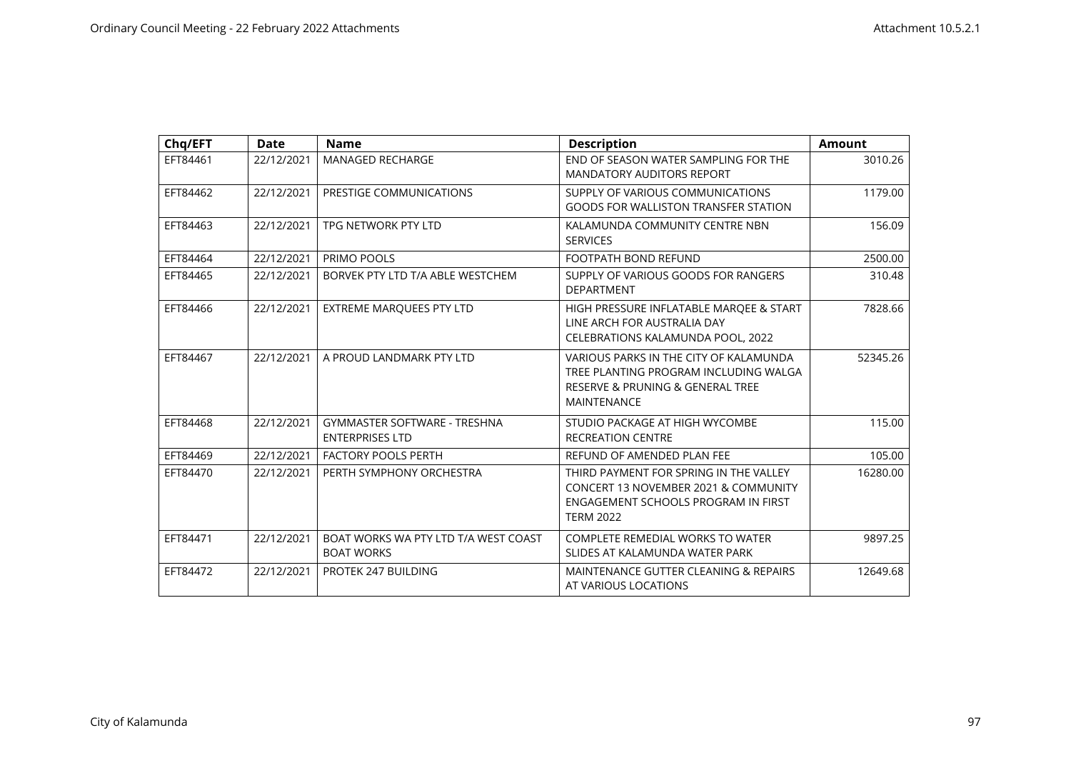| Chq/EFT | Date | Name | Description | Amount |
|---|---|---|---|---|
| EFT84461 | 22/12/2021 | MANAGED RECHARGE | END OF SEASON WATER SAMPLING FOR THE MANDATORY AUDITORS REPORT | 3010.26 |
| EFT84462 | 22/12/2021 | PRESTIGE COMMUNICATIONS | SUPPLY OF VARIOUS COMMUNICATIONS GOODS FOR WALLISTON TRANSFER STATION | 1179.00 |
| EFT84463 | 22/12/2021 | TPG NETWORK PTY LTD | KALAMUNDA COMMUNITY CENTRE NBN SERVICES | 156.09 |
| EFT84464 | 22/12/2021 | PRIMO POOLS | FOOTPATH BOND REFUND | 2500.00 |
| EFT84465 | 22/12/2021 | BORVEK PTY LTD T/A ABLE WESTCHEM | SUPPLY OF VARIOUS GOODS FOR RANGERS DEPARTMENT | 310.48 |
| EFT84466 | 22/12/2021 | EXTREME MARQUEES PTY LTD | HIGH PRESSURE INFLATABLE MARQEE & START LINE ARCH FOR AUSTRALIA DAY CELEBRATIONS KALAMUNDA POOL, 2022 | 7828.66 |
| EFT84467 | 22/12/2021 | A PROUD LANDMARK PTY LTD | VARIOUS PARKS IN THE CITY OF KALAMUNDA TREE PLANTING PROGRAM INCLUDING WALGA RESERVE & PRUNING & GENERAL TREE MAINTENANCE | 52345.26 |
| EFT84468 | 22/12/2021 | GYMMASTER SOFTWARE - TRESHNA ENTERPRISES LTD | STUDIO PACKAGE AT HIGH WYCOMBE RECREATION CENTRE | 115.00 |
| EFT84469 | 22/12/2021 | FACTORY POOLS PERTH | REFUND OF AMENDED PLAN FEE | 105.00 |
| EFT84470 | 22/12/2021 | PERTH SYMPHONY ORCHESTRA | THIRD PAYMENT FOR SPRING IN THE VALLEY CONCERT 13 NOVEMBER 2021 & COMMUNITY ENGAGEMENT SCHOOLS PROGRAM IN FIRST TERM 2022 | 16280.00 |
| EFT84471 | 22/12/2021 | BOAT WORKS WA PTY LTD T/A WEST COAST BOAT WORKS | COMPLETE REMEDIAL WORKS TO WATER SLIDES AT KALAMUNDA WATER PARK | 9897.25 |
| EFT84472 | 22/12/2021 | PROTEK 247 BUILDING | MAINTENANCE GUTTER CLEANING & REPAIRS AT VARIOUS LOCATIONS | 12649.68 |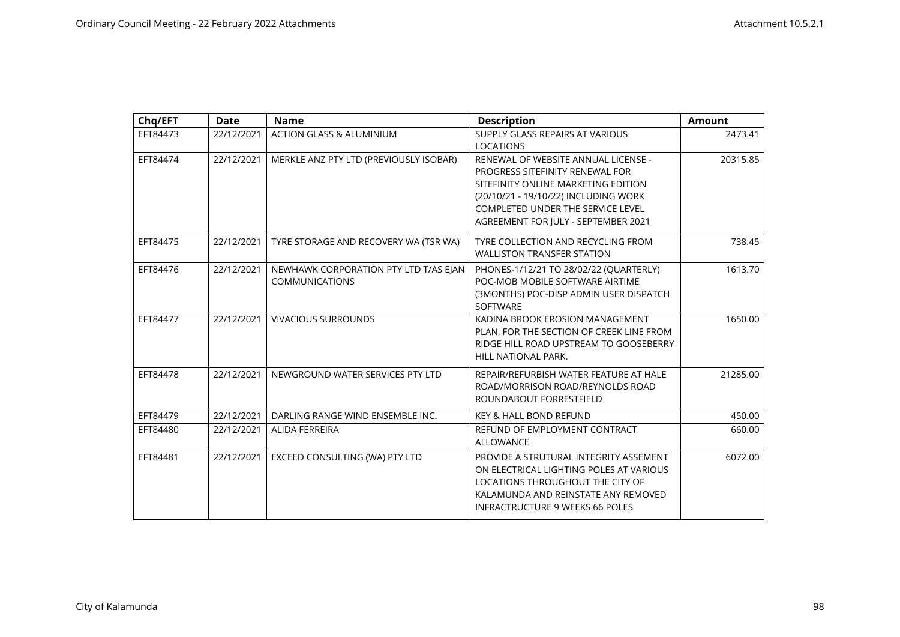| Chq/EFT | Date | Name | Description | Amount |
|---|---|---|---|---|
| EFT84473 | 22/12/2021 | ACTION GLASS & ALUMINIUM | SUPPLY GLASS REPAIRS AT VARIOUS LOCATIONS | 2473.41 |
| EFT84474 | 22/12/2021 | MERKLE ANZ PTY LTD (PREVIOUSLY ISOBAR) | RENEWAL OF WEBSITE ANNUAL LICENSE - PROGRESS SITEFINITY RENEWAL FOR SITEFINITY ONLINE MARKETING EDITION (20/10/21 - 19/10/22) INCLUDING WORK COMPLETED UNDER THE SERVICE LEVEL AGREEMENT FOR JULY - SEPTEMBER 2021 | 20315.85 |
| EFT84475 | 22/12/2021 | TYRE STORAGE AND RECOVERY WA (TSR WA) | TYRE COLLECTION AND RECYCLING FROM WALLISTON TRANSFER STATION | 738.45 |
| EFT84476 | 22/12/2021 | NEWHAWK CORPORATION PTY LTD T/AS EJAN COMMUNICATIONS | PHONES-1/12/21 TO 28/02/22 (QUARTERLY) POC-MOB MOBILE SOFTWARE AIRTIME (3MONTHS) POC-DISP ADMIN USER DISPATCH SOFTWARE | 1613.70 |
| EFT84477 | 22/12/2021 | VIVACIOUS SURROUNDS | KADINA BROOK EROSION MANAGEMENT PLAN, FOR THE SECTION OF CREEK LINE FROM RIDGE HILL ROAD UPSTREAM TO GOOSEBERRY HILL NATIONAL PARK. | 1650.00 |
| EFT84478 | 22/12/2021 | NEWGROUND WATER SERVICES PTY LTD | REPAIR/REFURBISH WATER FEATURE AT HALE ROAD/MORRISON ROAD/REYNOLDS ROAD ROUNDABOUT FORRESTFIELD | 21285.00 |
| EFT84479 | 22/12/2021 | DARLING RANGE WIND ENSEMBLE INC. | KEY & HALL BOND REFUND | 450.00 |
| EFT84480 | 22/12/2021 | ALIDA FERREIRA | REFUND OF EMPLOYMENT CONTRACT ALLOWANCE | 660.00 |
| EFT84481 | 22/12/2021 | EXCEED CONSULTING (WA) PTY LTD | PROVIDE A STRUTURAL INTEGRITY ASSEMENT ON ELECTRICAL LIGHTING POLES AT VARIOUS LOCATIONS THROUGHOUT THE CITY OF KALAMUNDA AND REINSTATE ANY REMOVED INFRACTRUCTURE 9 WEEKS 66 POLES | 6072.00 |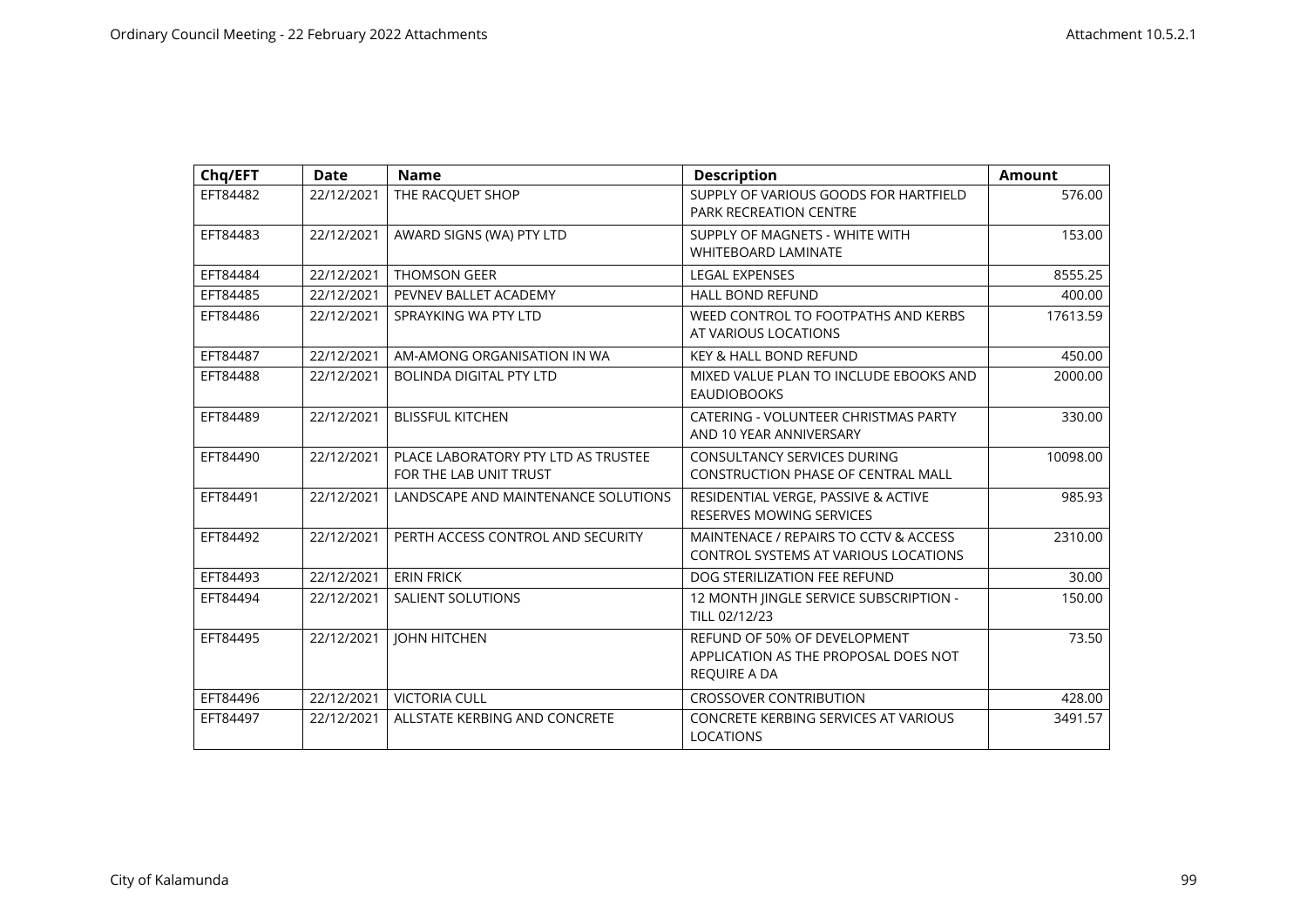| Chq/EFT | Date | Name | Description | Amount |
|---|---|---|---|---|
| EFT84482 | 22/12/2021 | THE RACQUET SHOP | SUPPLY OF VARIOUS GOODS FOR HARTFIELD PARK RECREATION CENTRE | 576.00 |
| EFT84483 | 22/12/2021 | AWARD SIGNS (WA) PTY LTD | SUPPLY OF MAGNETS - WHITE WITH WHITEBOARD LAMINATE | 153.00 |
| EFT84484 | 22/12/2021 | THOMSON GEER | LEGAL EXPENSES | 8555.25 |
| EFT84485 | 22/12/2021 | PEVNEV BALLET ACADEMY | HALL BOND REFUND | 400.00 |
| EFT84486 | 22/12/2021 | SPRAYKING WA PTY LTD | WEED CONTROL TO FOOTPATHS AND KERBS AT VARIOUS LOCATIONS | 17613.59 |
| EFT84487 | 22/12/2021 | AM-AMONG ORGANISATION IN WA | KEY & HALL BOND REFUND | 450.00 |
| EFT84488 | 22/12/2021 | BOLINDA DIGITAL PTY LTD | MIXED VALUE PLAN TO INCLUDE EBOOKS AND EAUDIOBOOKS | 2000.00 |
| EFT84489 | 22/12/2021 | BLISSFUL KITCHEN | CATERING - VOLUNTEER CHRISTMAS PARTY AND 10 YEAR ANNIVERSARY | 330.00 |
| EFT84490 | 22/12/2021 | PLACE LABORATORY PTY LTD AS TRUSTEE FOR THE LAB UNIT TRUST | CONSULTANCY SERVICES DURING CONSTRUCTION PHASE OF CENTRAL MALL | 10098.00 |
| EFT84491 | 22/12/2021 | LANDSCAPE AND MAINTENANCE SOLUTIONS | RESIDENTIAL VERGE, PASSIVE & ACTIVE RESERVES MOWING SERVICES | 985.93 |
| EFT84492 | 22/12/2021 | PERTH ACCESS CONTROL AND SECURITY | MAINTENACE / REPAIRS TO CCTV & ACCESS CONTROL SYSTEMS AT VARIOUS LOCATIONS | 2310.00 |
| EFT84493 | 22/12/2021 | ERIN FRICK | DOG STERILIZATION FEE REFUND | 30.00 |
| EFT84494 | 22/12/2021 | SALIENT SOLUTIONS | 12 MONTH JINGLE SERVICE SUBSCRIPTION - TILL 02/12/23 | 150.00 |
| EFT84495 | 22/12/2021 | JOHN HITCHEN | REFUND OF 50% OF DEVELOPMENT APPLICATION AS THE PROPOSAL DOES NOT REQUIRE A DA | 73.50 |
| EFT84496 | 22/12/2021 | VICTORIA CULL | CROSSOVER CONTRIBUTION | 428.00 |
| EFT84497 | 22/12/2021 | ALLSTATE KERBING AND CONCRETE | CONCRETE KERBING SERVICES AT VARIOUS LOCATIONS | 3491.57 |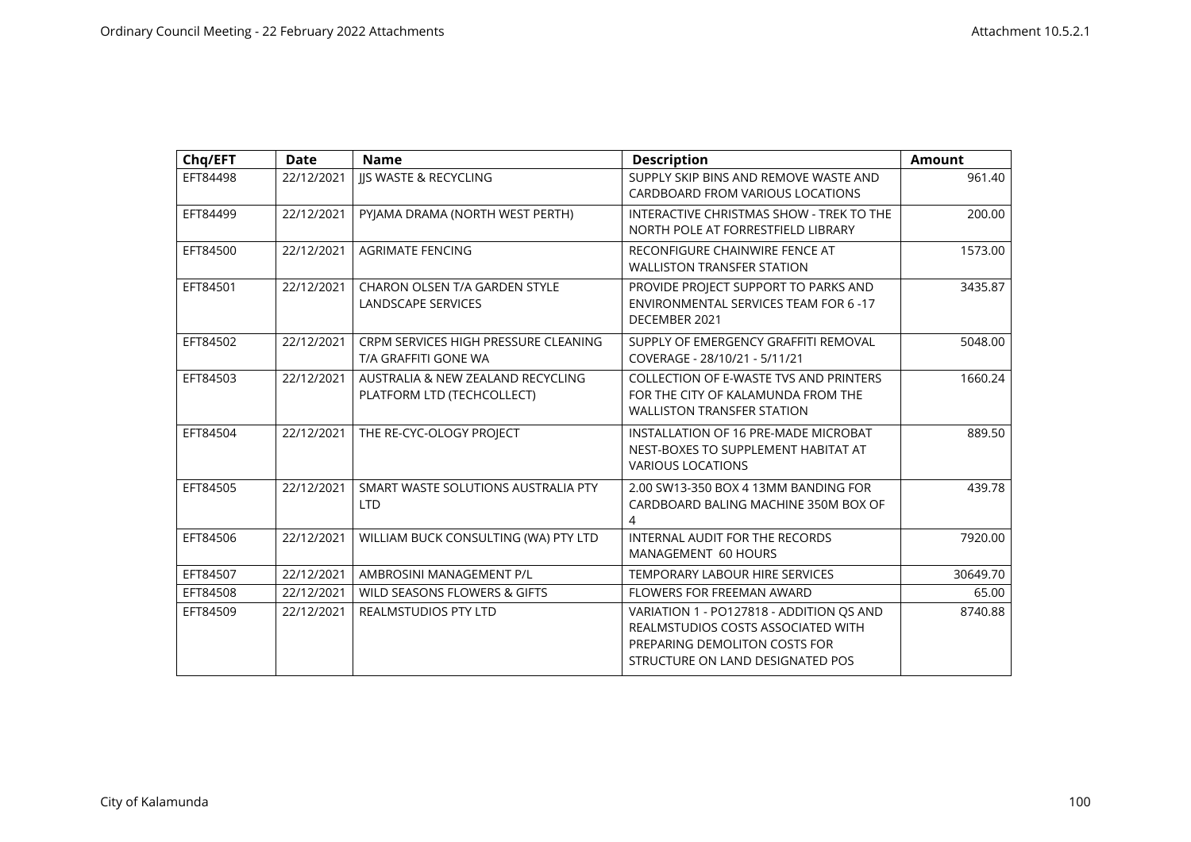| Chq/EFT | Date | Name | Description | Amount |
|---|---|---|---|---|
| EFT84498 | 22/12/2021 | JJS WASTE & RECYCLING | SUPPLY SKIP BINS AND REMOVE WASTE AND CARDBOARD FROM VARIOUS LOCATIONS | 961.40 |
| EFT84499 | 22/12/2021 | PYJAMA DRAMA (NORTH WEST PERTH) | INTERACTIVE CHRISTMAS SHOW - TREK TO THE NORTH POLE AT FORRESTFIELD LIBRARY | 200.00 |
| EFT84500 | 22/12/2021 | AGRIMATE FENCING | RECONFIGURE CHAINWIRE FENCE AT WALLISTON TRANSFER STATION | 1573.00 |
| EFT84501 | 22/12/2021 | CHARON OLSEN T/A GARDEN STYLE LANDSCAPE SERVICES | PROVIDE PROJECT SUPPORT TO PARKS AND ENVIRONMENTAL SERVICES TEAM FOR 6 -17 DECEMBER 2021 | 3435.87 |
| EFT84502 | 22/12/2021 | CRPM SERVICES HIGH PRESSURE CLEANING T/A GRAFFITI GONE WA | SUPPLY OF EMERGENCY GRAFFITI REMOVAL COVERAGE - 28/10/21 - 5/11/21 | 5048.00 |
| EFT84503 | 22/12/2021 | AUSTRALIA & NEW ZEALAND RECYCLING PLATFORM LTD (TECHCOLLECT) | COLLECTION OF E-WASTE TVS AND PRINTERS FOR THE CITY OF KALAMUNDA FROM THE WALLISTON TRANSFER STATION | 1660.24 |
| EFT84504 | 22/12/2021 | THE RE-CYC-OLOGY PROJECT | INSTALLATION OF 16 PRE-MADE MICROBAT NEST-BOXES TO SUPPLEMENT HABITAT AT VARIOUS LOCATIONS | 889.50 |
| EFT84505 | 22/12/2021 | SMART WASTE SOLUTIONS AUSTRALIA PTY LTD | 2.00 SW13-350 BOX 4 13MM BANDING FOR CARDBOARD BALING MACHINE 350M BOX OF 4 | 439.78 |
| EFT84506 | 22/12/2021 | WILLIAM BUCK CONSULTING (WA) PTY LTD | INTERNAL AUDIT FOR THE RECORDS MANAGEMENT 60 HOURS | 7920.00 |
| EFT84507 | 22/12/2021 | AMBROSINI MANAGEMENT P/L | TEMPORARY LABOUR HIRE SERVICES | 30649.70 |
| EFT84508 | 22/12/2021 | WILD SEASONS FLOWERS & GIFTS | FLOWERS FOR FREEMAN AWARD | 65.00 |
| EFT84509 | 22/12/2021 | REALMSTUDIOS PTY LTD | VARIATION 1 - PO127818 - ADDITION QS AND REALMSTUDIOS COSTS ASSOCIATED WITH PREPARING DEMOLITON COSTS FOR STRUCTURE ON LAND DESIGNATED POS | 8740.88 |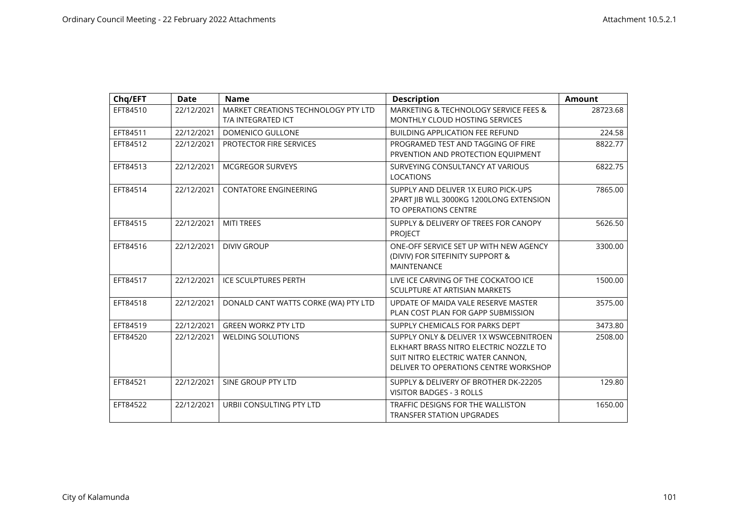| Chq/EFT | Date | Name | Description | Amount |
|---|---|---|---|---|
| EFT84510 | 22/12/2021 | MARKET CREATIONS TECHNOLOGY PTY LTD T/A INTEGRATED ICT | MARKETING & TECHNOLOGY SERVICE FEES & MONTHLY CLOUD HOSTING SERVICES | 28723.68 |
| EFT84511 | 22/12/2021 | DOMENICO GULLONE | BUILDING APPLICATION FEE REFUND | 224.58 |
| EFT84512 | 22/12/2021 | PROTECTOR FIRE SERVICES | PROGRAMED TEST AND TAGGING OF FIRE PRVENTION AND PROTECTION EQUIPMENT | 8822.77 |
| EFT84513 | 22/12/2021 | MCGREGOR SURVEYS | SURVEYING CONSULTANCY AT VARIOUS LOCATIONS | 6822.75 |
| EFT84514 | 22/12/2021 | CONTATORE ENGINEERING | SUPPLY AND DELIVER 1X EURO PICK-UPS 2PART JIB WLL 3000KG 1200LONG EXTENSION TO OPERATIONS CENTRE | 7865.00 |
| EFT84515 | 22/12/2021 | MITI TREES | SUPPLY & DELIVERY OF TREES FOR CANOPY PROJECT | 5626.50 |
| EFT84516 | 22/12/2021 | DIVIV GROUP | ONE-OFF SERVICE SET UP WITH NEW AGENCY (DIVIV) FOR SITEFINITY SUPPORT & MAINTENANCE | 3300.00 |
| EFT84517 | 22/12/2021 | ICE SCULPTURES PERTH | LIVE ICE CARVING OF THE COCKATOO ICE SCULPTURE AT ARTISIAN MARKETS | 1500.00 |
| EFT84518 | 22/12/2021 | DONALD CANT WATTS CORKE (WA) PTY LTD | UPDATE OF MAIDA VALE RESERVE MASTER PLAN COST PLAN FOR GAPP SUBMISSION | 3575.00 |
| EFT84519 | 22/12/2021 | GREEN WORKZ PTY LTD | SUPPLY CHEMICALS FOR PARKS DEPT | 3473.80 |
| EFT84520 | 22/12/2021 | WELDING SOLUTIONS | SUPPLY ONLY & DELIVER 1X WSWCEBNITROEN ELKHART BRASS NITRO ELECTRIC NOZZLE TO SUIT NITRO ELECTRIC WATER CANNON, DELIVER TO OPERATIONS CENTRE WORKSHOP | 2508.00 |
| EFT84521 | 22/12/2021 | SINE GROUP PTY LTD | SUPPLY & DELIVERY OF BROTHER DK-22205 VISITOR BADGES - 3 ROLLS | 129.80 |
| EFT84522 | 22/12/2021 | URBII CONSULTING PTY LTD | TRAFFIC DESIGNS FOR THE WALLISTON TRANSFER STATION UPGRADES | 1650.00 |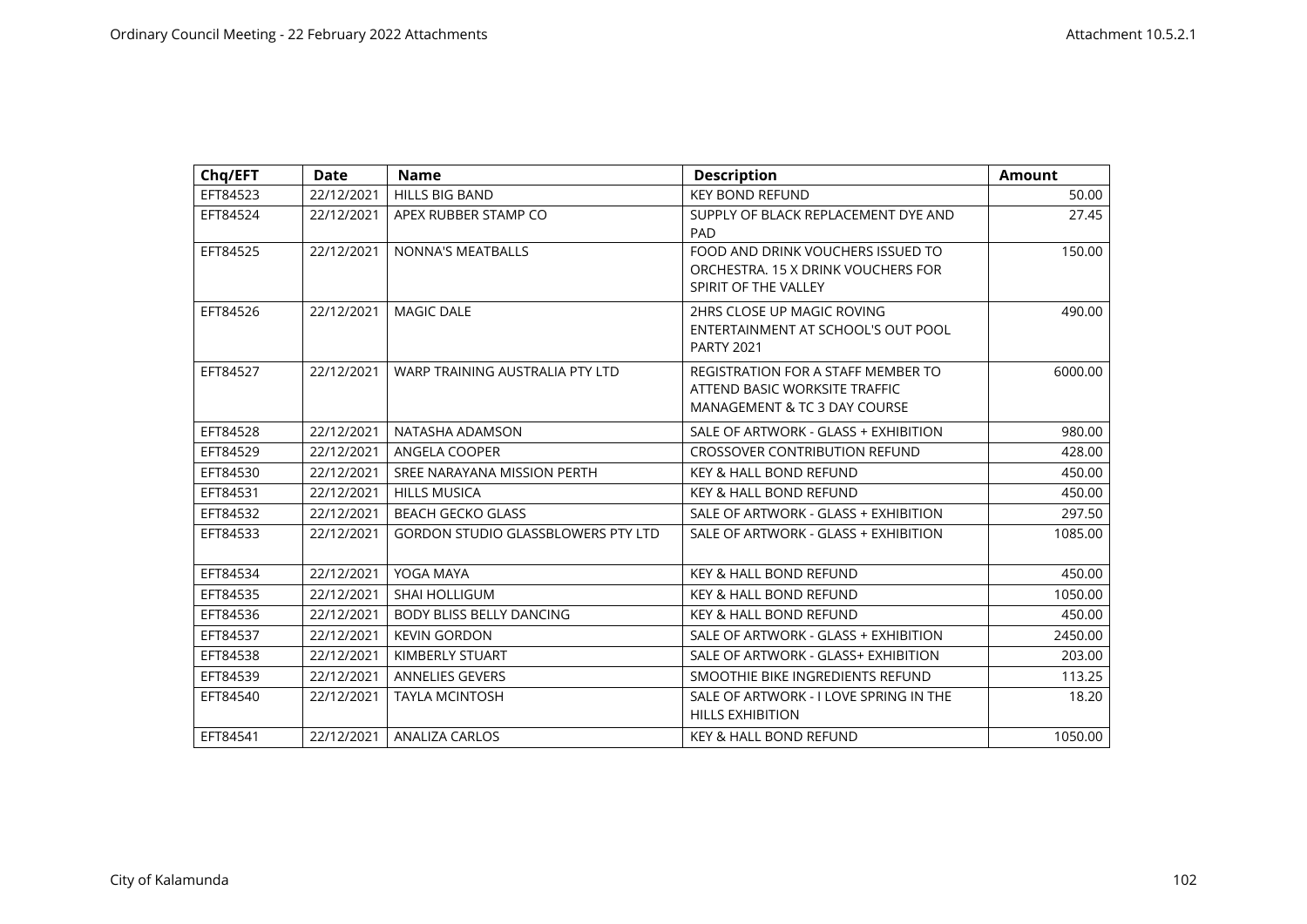| Chq/EFT | Date | Name | Description | Amount |
|---|---|---|---|---|
| EFT84523 | 22/12/2021 | HILLS BIG BAND | KEY BOND REFUND | 50.00 |
| EFT84524 | 22/12/2021 | APEX RUBBER STAMP CO | SUPPLY OF BLACK REPLACEMENT DYE AND PAD | 27.45 |
| EFT84525 | 22/12/2021 | NONNA'S MEATBALLS | FOOD AND DRINK VOUCHERS ISSUED TO ORCHESTRA. 15 X DRINK VOUCHERS FOR SPIRIT OF THE VALLEY | 150.00 |
| EFT84526 | 22/12/2021 | MAGIC DALE | 2HRS CLOSE UP MAGIC ROVING ENTERTAINMENT AT SCHOOL'S OUT POOL PARTY 2021 | 490.00 |
| EFT84527 | 22/12/2021 | WARP TRAINING AUSTRALIA PTY LTD | REGISTRATION FOR A STAFF MEMBER TO ATTEND BASIC WORKSITE TRAFFIC MANAGEMENT & TC 3 DAY COURSE | 6000.00 |
| EFT84528 | 22/12/2021 | NATASHA ADAMSON | SALE OF ARTWORK - GLASS + EXHIBITION | 980.00 |
| EFT84529 | 22/12/2021 | ANGELA COOPER | CROSSOVER CONTRIBUTION REFUND | 428.00 |
| EFT84530 | 22/12/2021 | SREE NARAYANA MISSION PERTH | KEY & HALL BOND REFUND | 450.00 |
| EFT84531 | 22/12/2021 | HILLS MUSICA | KEY & HALL BOND REFUND | 450.00 |
| EFT84532 | 22/12/2021 | BEACH GECKO GLASS | SALE OF ARTWORK - GLASS + EXHIBITION | 297.50 |
| EFT84533 | 22/12/2021 | GORDON STUDIO GLASSBLOWERS PTY LTD | SALE OF ARTWORK - GLASS + EXHIBITION | 1085.00 |
| EFT84534 | 22/12/2021 | YOGA MAYA | KEY & HALL BOND REFUND | 450.00 |
| EFT84535 | 22/12/2021 | SHAI HOLLIGUM | KEY & HALL BOND REFUND | 1050.00 |
| EFT84536 | 22/12/2021 | BODY BLISS BELLY DANCING | KEY & HALL BOND REFUND | 450.00 |
| EFT84537 | 22/12/2021 | KEVIN GORDON | SALE OF ARTWORK - GLASS + EXHIBITION | 2450.00 |
| EFT84538 | 22/12/2021 | KIMBERLY STUART | SALE OF ARTWORK - GLASS+ EXHIBITION | 203.00 |
| EFT84539 | 22/12/2021 | ANNELIES GEVERS | SMOOTHIE BIKE INGREDIENTS REFUND | 113.25 |
| EFT84540 | 22/12/2021 | TAYLA MCINTOSH | SALE OF ARTWORK - I LOVE SPRING IN THE HILLS EXHIBITION | 18.20 |
| EFT84541 | 22/12/2021 | ANALIZA CARLOS | KEY & HALL BOND REFUND | 1050.00 |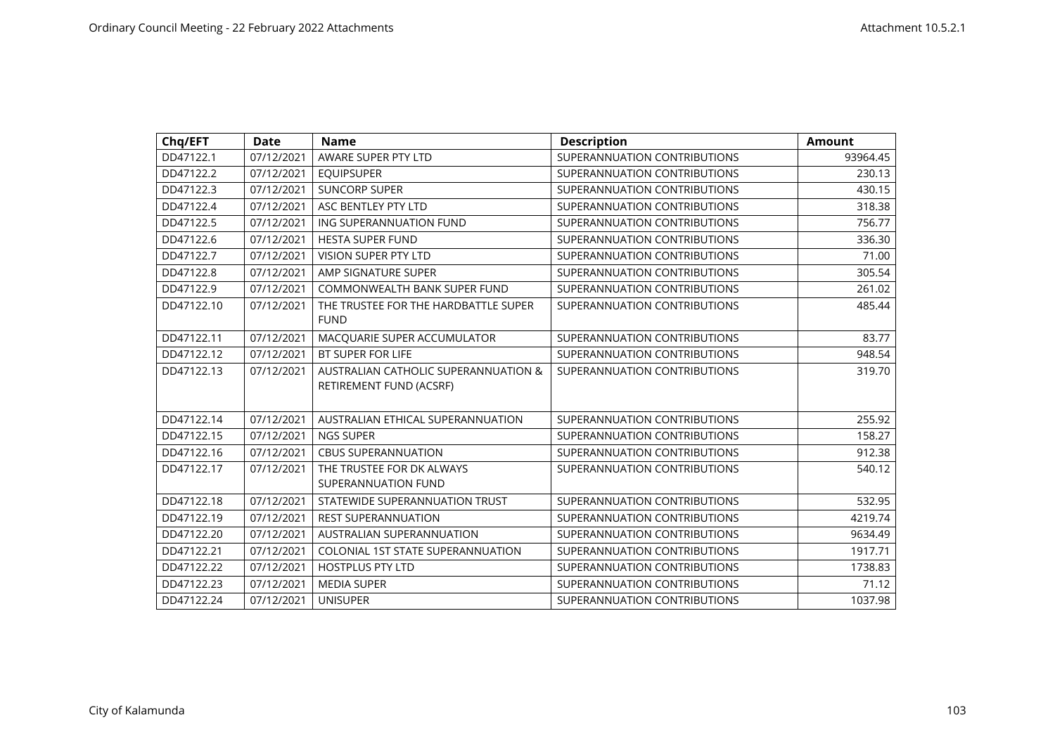| Chq/EFT | Date | Name | Description | Amount |
|---|---|---|---|---|
| DD47122.1 | 07/12/2021 | AWARE SUPER PTY LTD | SUPERANNUATION CONTRIBUTIONS | 93964.45 |
| DD47122.2 | 07/12/2021 | EQUIPSUPER | SUPERANNUATION CONTRIBUTIONS | 230.13 |
| DD47122.3 | 07/12/2021 | SUNCORP SUPER | SUPERANNUATION CONTRIBUTIONS | 430.15 |
| DD47122.4 | 07/12/2021 | ASC BENTLEY PTY LTD | SUPERANNUATION CONTRIBUTIONS | 318.38 |
| DD47122.5 | 07/12/2021 | ING SUPERANNUATION FUND | SUPERANNUATION CONTRIBUTIONS | 756.77 |
| DD47122.6 | 07/12/2021 | HESTA SUPER FUND | SUPERANNUATION CONTRIBUTIONS | 336.30 |
| DD47122.7 | 07/12/2021 | VISION SUPER PTY LTD | SUPERANNUATION CONTRIBUTIONS | 71.00 |
| DD47122.8 | 07/12/2021 | AMP SIGNATURE SUPER | SUPERANNUATION CONTRIBUTIONS | 305.54 |
| DD47122.9 | 07/12/2021 | COMMONWEALTH BANK SUPER FUND | SUPERANNUATION CONTRIBUTIONS | 261.02 |
| DD47122.10 | 07/12/2021 | THE TRUSTEE FOR THE HARDBATTLE SUPER FUND | SUPERANNUATION CONTRIBUTIONS | 485.44 |
| DD47122.11 | 07/12/2021 | MACQUARIE SUPER ACCUMULATOR | SUPERANNUATION CONTRIBUTIONS | 83.77 |
| DD47122.12 | 07/12/2021 | BT SUPER FOR LIFE | SUPERANNUATION CONTRIBUTIONS | 948.54 |
| DD47122.13 | 07/12/2021 | AUSTRALIAN CATHOLIC SUPERANNUATION & RETIREMENT FUND (ACSRF) | SUPERANNUATION CONTRIBUTIONS | 319.70 |
| DD47122.14 | 07/12/2021 | AUSTRALIAN ETHICAL SUPERANNUATION | SUPERANNUATION CONTRIBUTIONS | 255.92 |
| DD47122.15 | 07/12/2021 | NGS SUPER | SUPERANNUATION CONTRIBUTIONS | 158.27 |
| DD47122.16 | 07/12/2021 | CBUS SUPERANNUATION | SUPERANNUATION CONTRIBUTIONS | 912.38 |
| DD47122.17 | 07/12/2021 | THE TRUSTEE FOR DK ALWAYS SUPERANNUATION FUND | SUPERANNUATION CONTRIBUTIONS | 540.12 |
| DD47122.18 | 07/12/2021 | STATEWIDE SUPERANNUATION TRUST | SUPERANNUATION CONTRIBUTIONS | 532.95 |
| DD47122.19 | 07/12/2021 | REST SUPERANNUATION | SUPERANNUATION CONTRIBUTIONS | 4219.74 |
| DD47122.20 | 07/12/2021 | AUSTRALIAN SUPERANNUATION | SUPERANNUATION CONTRIBUTIONS | 9634.49 |
| DD47122.21 | 07/12/2021 | COLONIAL 1ST STATE SUPERANNUATION | SUPERANNUATION CONTRIBUTIONS | 1917.71 |
| DD47122.22 | 07/12/2021 | HOSTPLUS PTY LTD | SUPERANNUATION CONTRIBUTIONS | 1738.83 |
| DD47122.23 | 07/12/2021 | MEDIA SUPER | SUPERANNUATION CONTRIBUTIONS | 71.12 |
| DD47122.24 | 07/12/2021 | UNISUPER | SUPERANNUATION CONTRIBUTIONS | 1037.98 |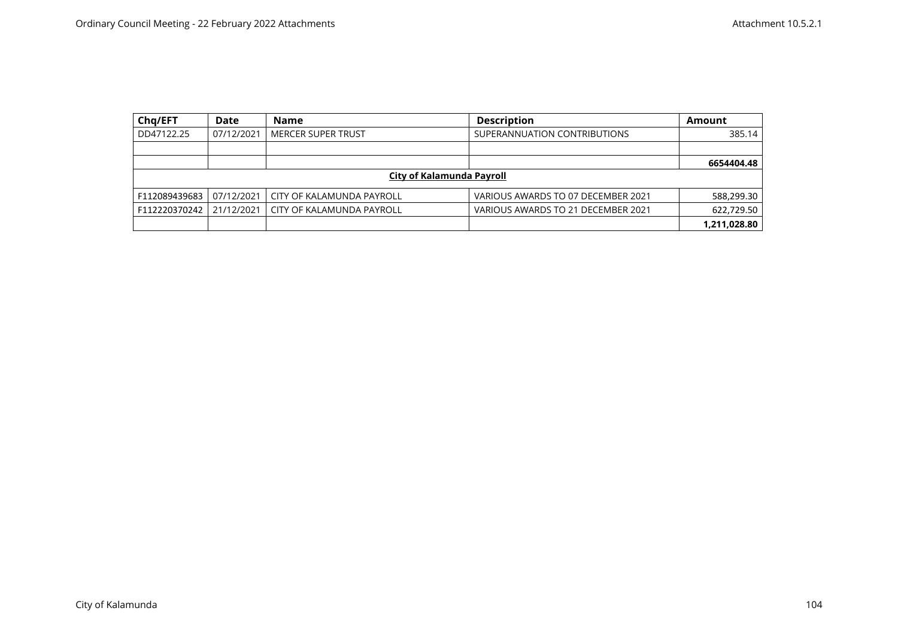| Chq/EFT | Date | Name | Description | Amount |
|---|---|---|---|---|
| DD47122.25 | 07/12/2021 | MERCER SUPER TRUST | SUPERANNUATION CONTRIBUTIONS | 385.14 |
| | | | | |
| | | | | **6654404.48** |
| | | **City of Kalamunda Payroll** | | |
| F112089439683 | 07/12/2021 | CITY OF KALAMUNDA PAYROLL | VARIOUS AWARDS TO 07 DECEMBER 2021 | 588,299.30 |
| F112220370242 | 21/12/2021 | CITY OF KALAMUNDA PAYROLL | VARIOUS AWARDS TO 21 DECEMBER 2021 | 622,729.50 |
| | | | | **1,211,028.80** |